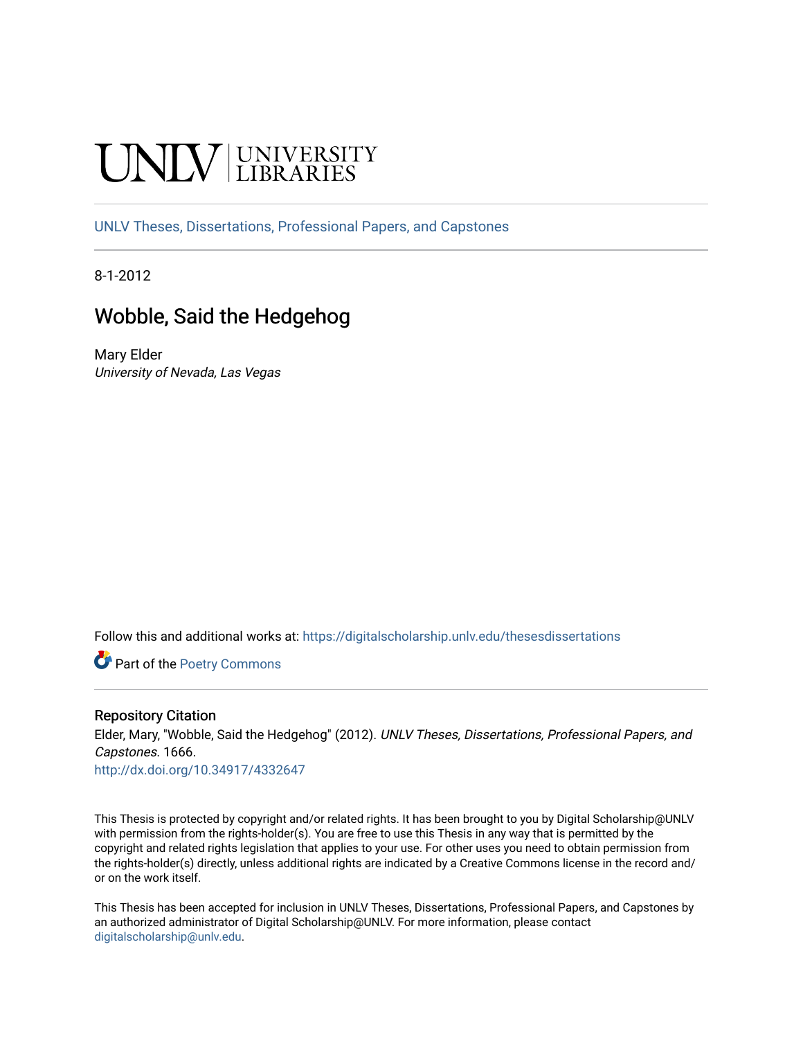UNLV | UNIVERSITY LIBRARIES

UNLV Theses, Dissertations, Professional Papers, and Capstones

8-1-2012

# Wobble, Said the Hedgehog

Mary Elder
*University of Nevada, Las Vegas*

Follow this and additional works at: https://digitalscholarship.unlv.edu/thesesdissertations

Part of the Poetry Commons

## Repository Citation

Elder, Mary, "Wobble, Said the Hedgehog" (2012). *UNLV Theses, Dissertations, Professional Papers, and Capstones*. 1666.
http://dx.doi.org/10.34917/4332647

This Thesis is protected by copyright and/or related rights. It has been brought to you by Digital Scholarship@UNLV with permission from the rights-holder(s). You are free to use this Thesis in any way that is permitted by the copyright and related rights legislation that applies to your use. For other uses you need to obtain permission from the rights-holder(s) directly, unless additional rights are indicated by a Creative Commons license in the record and/or on the work itself.

This Thesis has been accepted for inclusion in UNLV Theses, Dissertations, Professional Papers, and Capstones by an authorized administrator of Digital Scholarship@UNLV. For more information, please contact digitalscholarship@unlv.edu.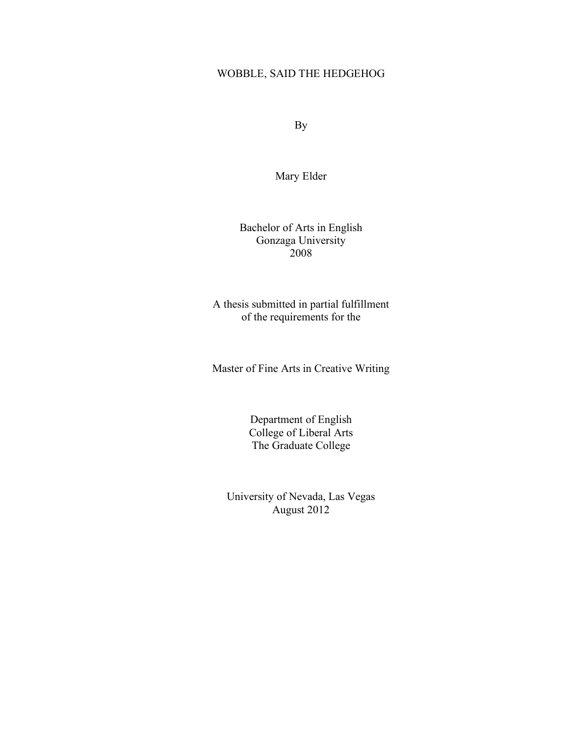# WOBBLE, SAID THE HEDGEHOG

By

Mary Elder

Bachelor of Arts in English
Gonzaga University
2008

A thesis submitted in partial fulfillment
of the requirements for the

Master of Fine Arts in Creative Writing

Department of English
College of Liberal Arts
The Graduate College

University of Nevada, Las Vegas
August 2012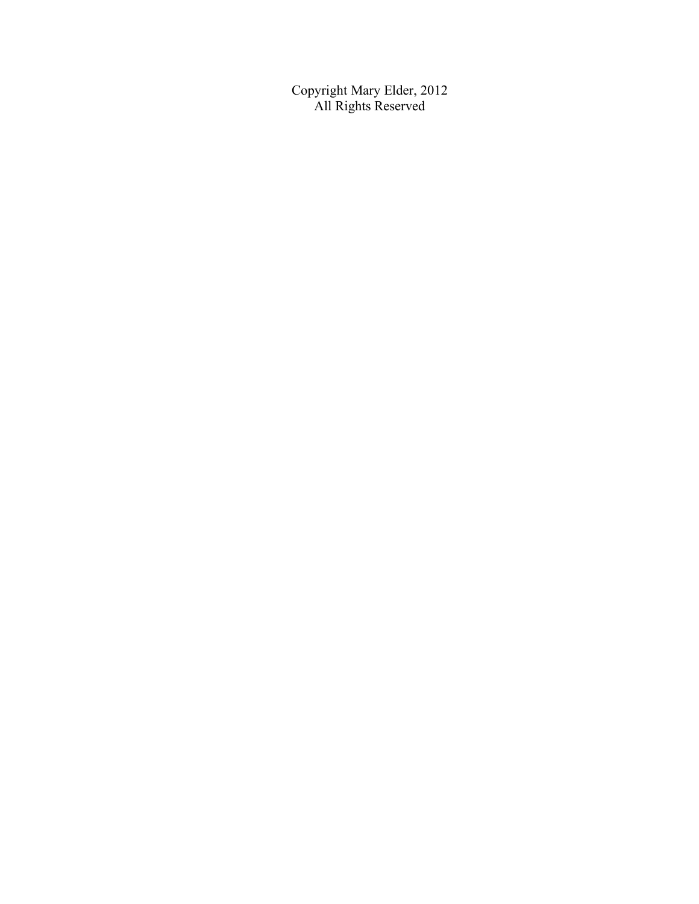Copyright Mary Elder, 2012
All Rights Reserved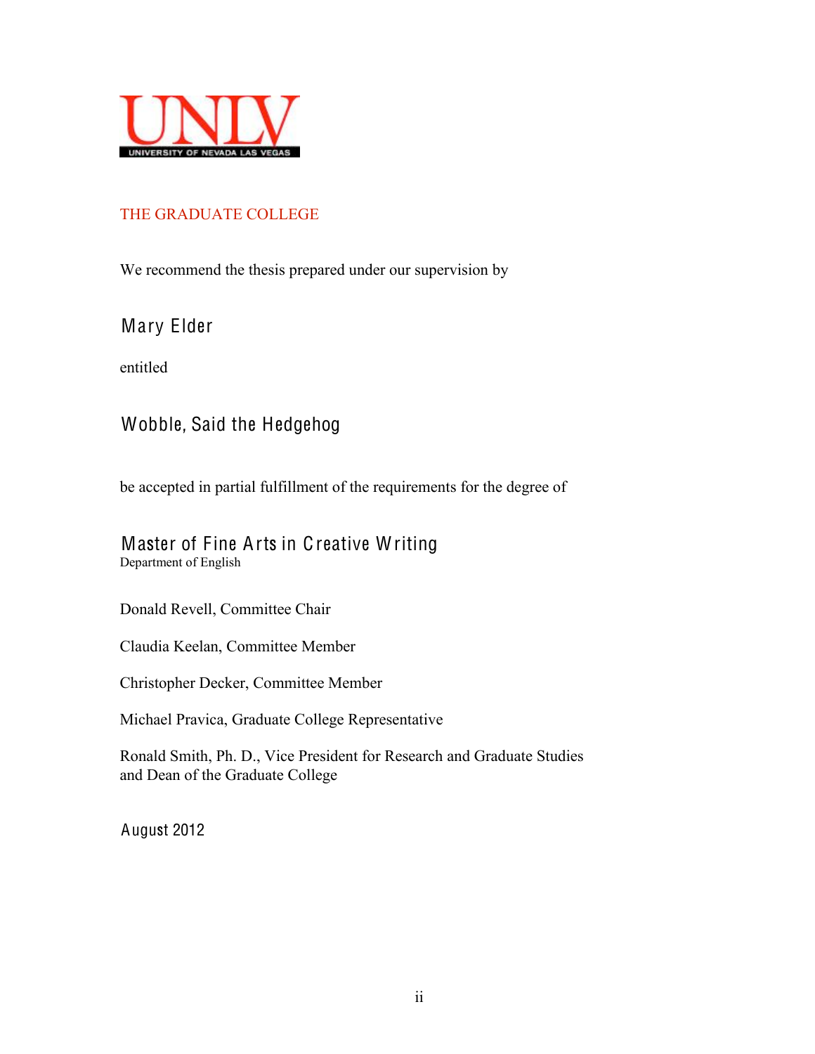UNLV
UNIVERSITY OF NEVADA LAS VEGAS

THE GRADUATE COLLEGE

We recommend the thesis prepared under our supervision by

Mary Elder

entitled

Wobble, Said the Hedgehog

be accepted in partial fulfillment of the requirements for the degree of

Master of Fine Arts in Creative Writing
Department of English

Donald Revell, Committee Chair

Claudia Keelan, Committee Member

Christopher Decker, Committee Member

Michael Pravica, Graduate College Representative

Ronald Smith, Ph. D., Vice President for Research and Graduate Studies and Dean of the Graduate College

August 2012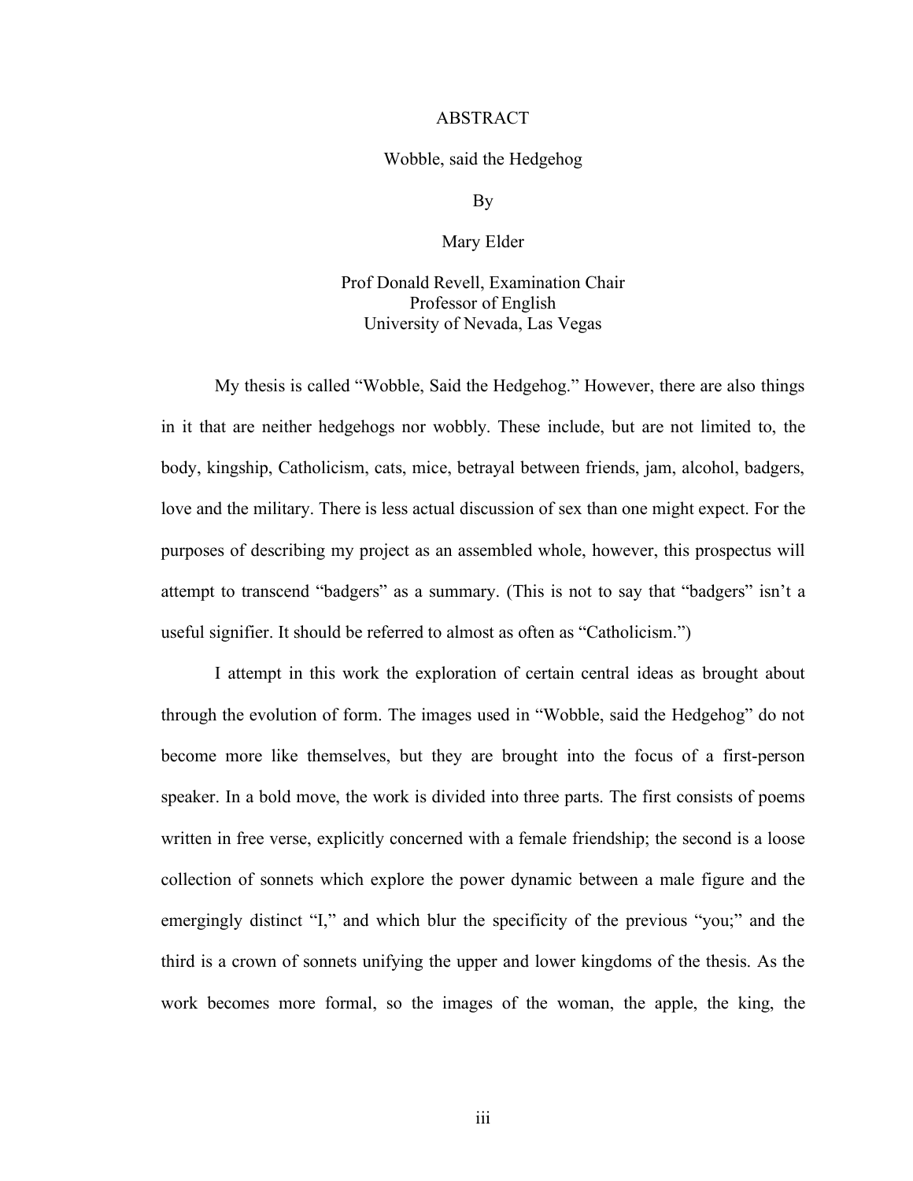# ABSTRACT

Wobble, said the Hedgehog

By

Mary Elder

Prof Donald Revell, Examination Chair
Professor of English
University of Nevada, Las Vegas

My thesis is called "Wobble, Said the Hedgehog." However, there are also things in it that are neither hedgehogs nor wobbly. These include, but are not limited to, the body, kingship, Catholicism, cats, mice, betrayal between friends, jam, alcohol, badgers, love and the military. There is less actual discussion of sex than one might expect. For the purposes of describing my project as an assembled whole, however, this prospectus will attempt to transcend "badgers" as a summary. (This is not to say that "badgers" isn't a useful signifier. It should be referred to almost as often as "Catholicism.")

I attempt in this work the exploration of certain central ideas as brought about through the evolution of form. The images used in "Wobble, said the Hedgehog" do not become more like themselves, but they are brought into the focus of a first-person speaker. In a bold move, the work is divided into three parts. The first consists of poems written in free verse, explicitly concerned with a female friendship; the second is a loose collection of sonnets which explore the power dynamic between a male figure and the emergingly distinct "I," and which blur the specificity of the previous "you;" and the third is a crown of sonnets unifying the upper and lower kingdoms of the thesis. As the work becomes more formal, so the images of the woman, the apple, the king, the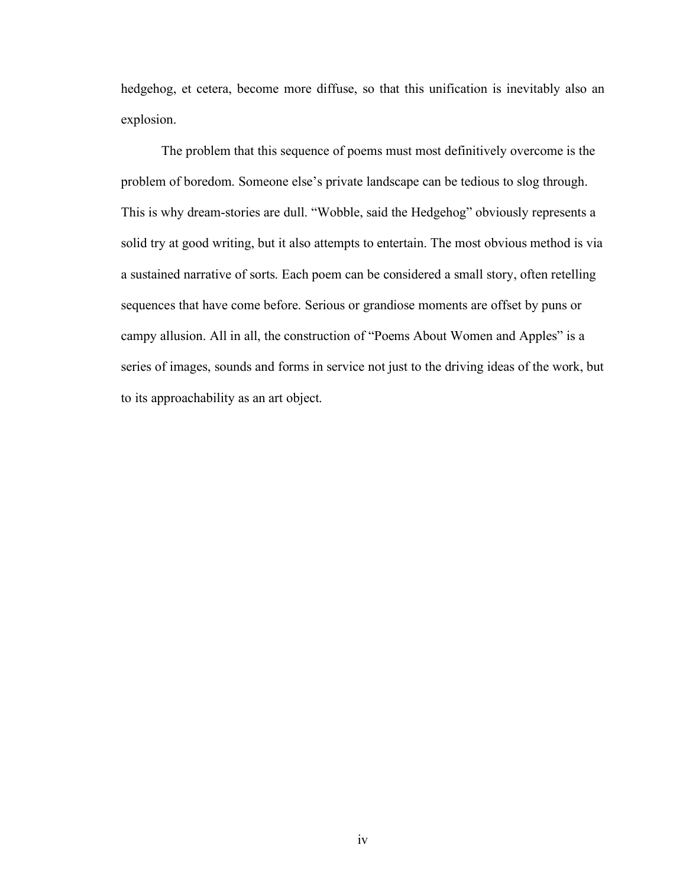hedgehog, et cetera, become more diffuse, so that this unification is inevitably also an explosion.

The problem that this sequence of poems must most definitively overcome is the problem of boredom. Someone else's private landscape can be tedious to slog through. This is why dream-stories are dull. "Wobble, said the Hedgehog" obviously represents a solid try at good writing, but it also attempts to entertain. The most obvious method is via a sustained narrative of sorts. Each poem can be considered a small story, often retelling sequences that have come before. Serious or grandiose moments are offset by puns or campy allusion. All in all, the construction of "Poems About Women and Apples" is a series of images, sounds and forms in service not just to the driving ideas of the work, but to its approachability as an art object.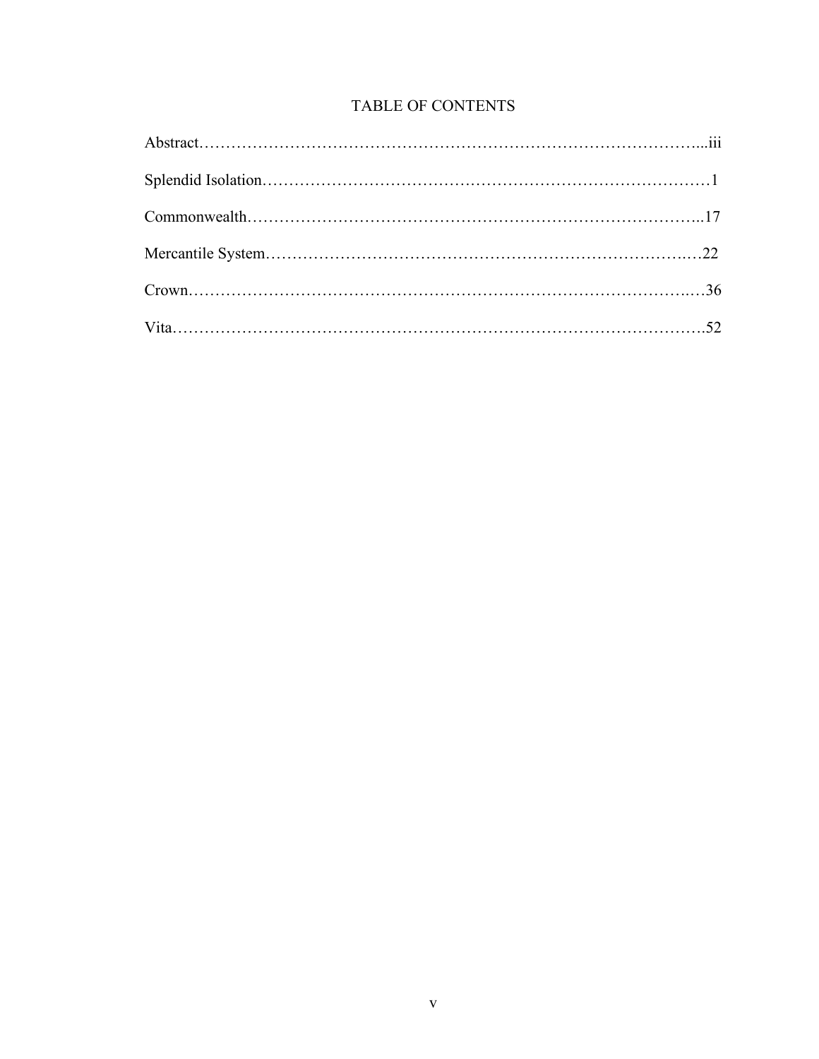# TABLE OF CONTENTS

Abstract……………………………………………………………………………………...iii

Splendid Isolation……………………………………………………………………………1

Commonwealth………………………………………………………………………………..17

Mercantile System……………………………………………………………………………22

Crown…………………………………………………………………………………………36

Vita…………………………………………………………………………………………….52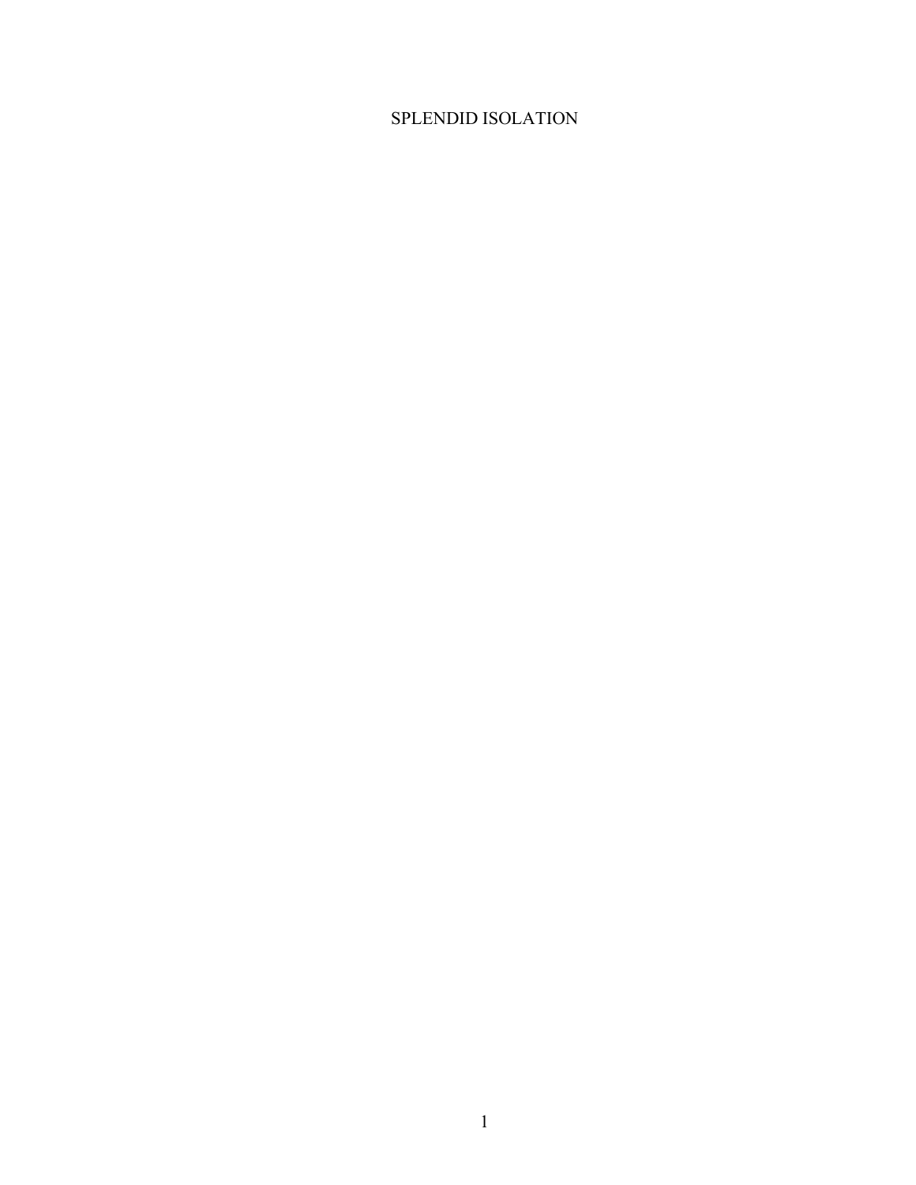# SPLENDID ISOLATION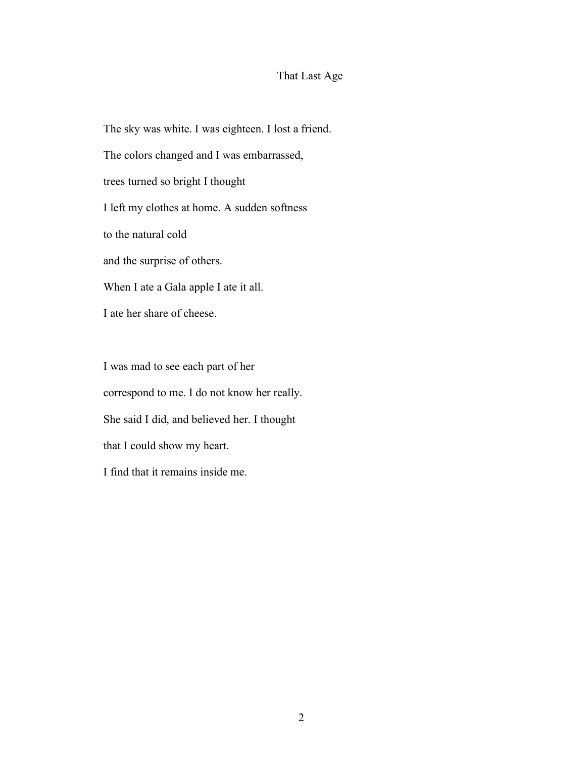# That Last Age

The sky was white. I was eighteen. I lost a friend.

The colors changed and I was embarrassed,

trees turned so bright I thought

I left my clothes at home. A sudden softness

to the natural cold

and the surprise of others.

When I ate a Gala apple I ate it all.

I ate her share of cheese.

I was mad to see each part of her

correspond to me. I do not know her really.

She said I did, and believed her. I thought

that I could show my heart.

I find that it remains inside me.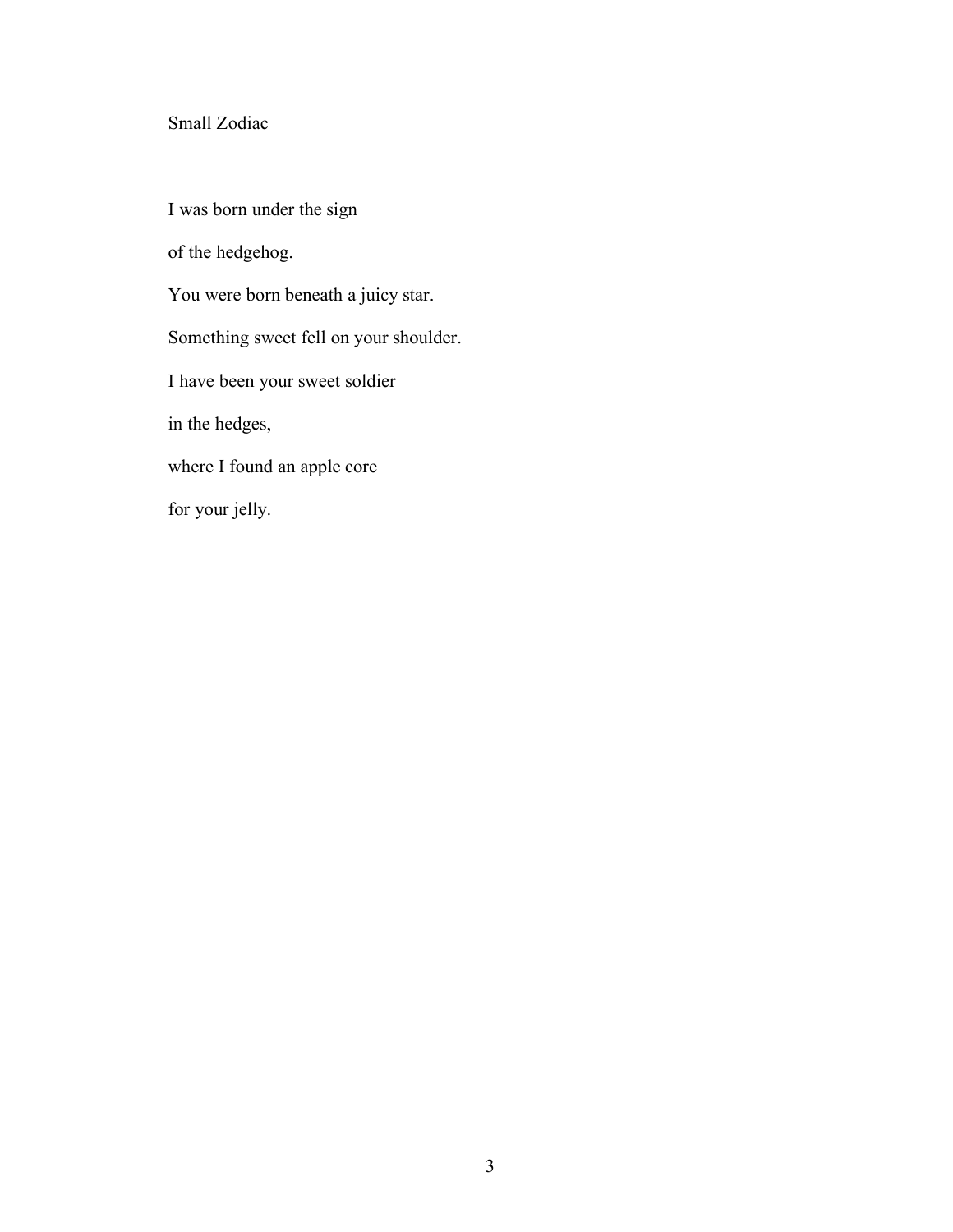## Small Zodiac

I was born under the sign

of the hedgehog.

You were born beneath a juicy star.

Something sweet fell on your shoulder.

I have been your sweet soldier

in the hedges,

where I found an apple core

for your jelly.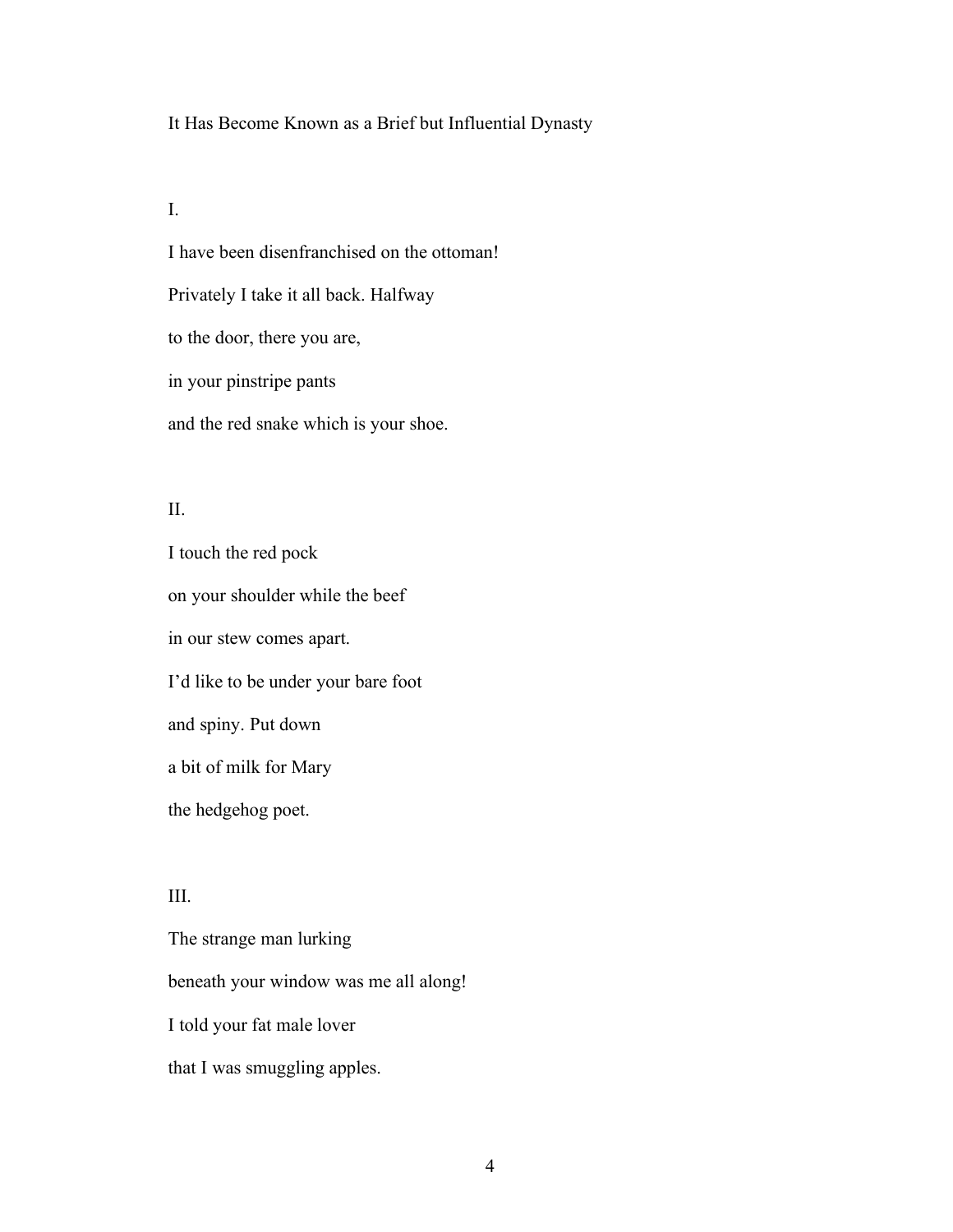## It Has Become Known as a Brief but Influential Dynasty

I.

I have been disenfranchised on the ottoman!  
Privately I take it all back. Halfway  
to the door, there you are,  
in your pinstripe pants  
and the red snake which is your shoe.

II.

I touch the red pock  
on your shoulder while the beef  
in our stew comes apart.  
I'd like to be under your bare foot  
and spiny. Put down  
a bit of milk for Mary  
the hedgehog poet.

III.

The strange man lurking  
beneath your window was me all along!  
I told your fat male lover  
that I was smuggling apples.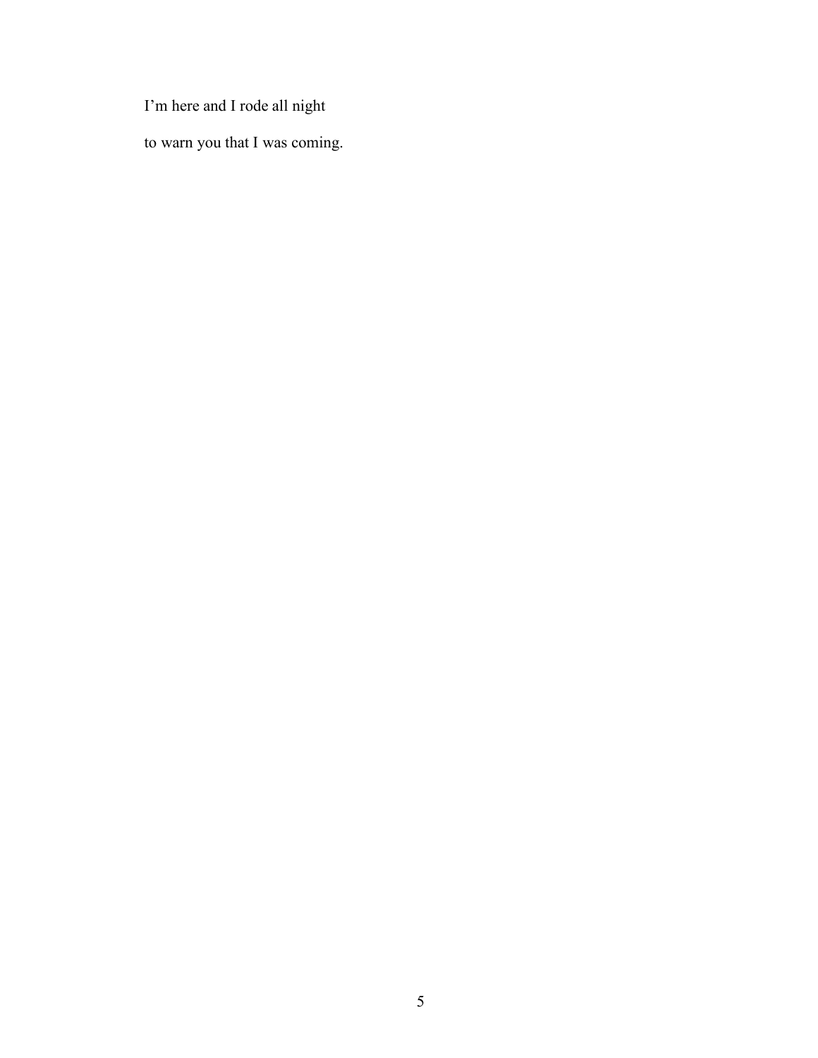I’m here and I rode all night

to warn you that I was coming.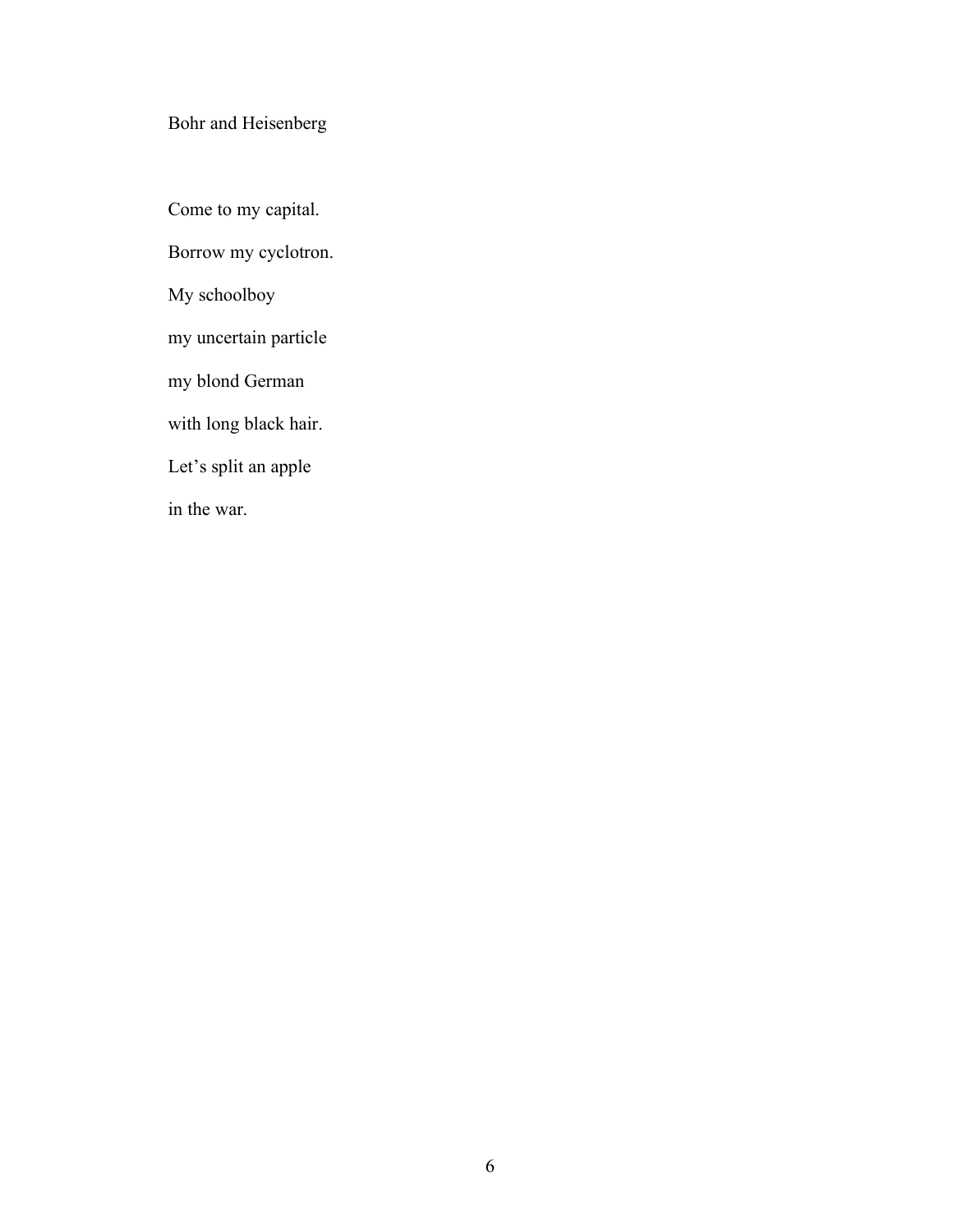## Bohr and Heisenberg

Come to my capital.

Borrow my cyclotron.

My schoolboy

my uncertain particle

my blond German

with long black hair.

Let's split an apple

in the war.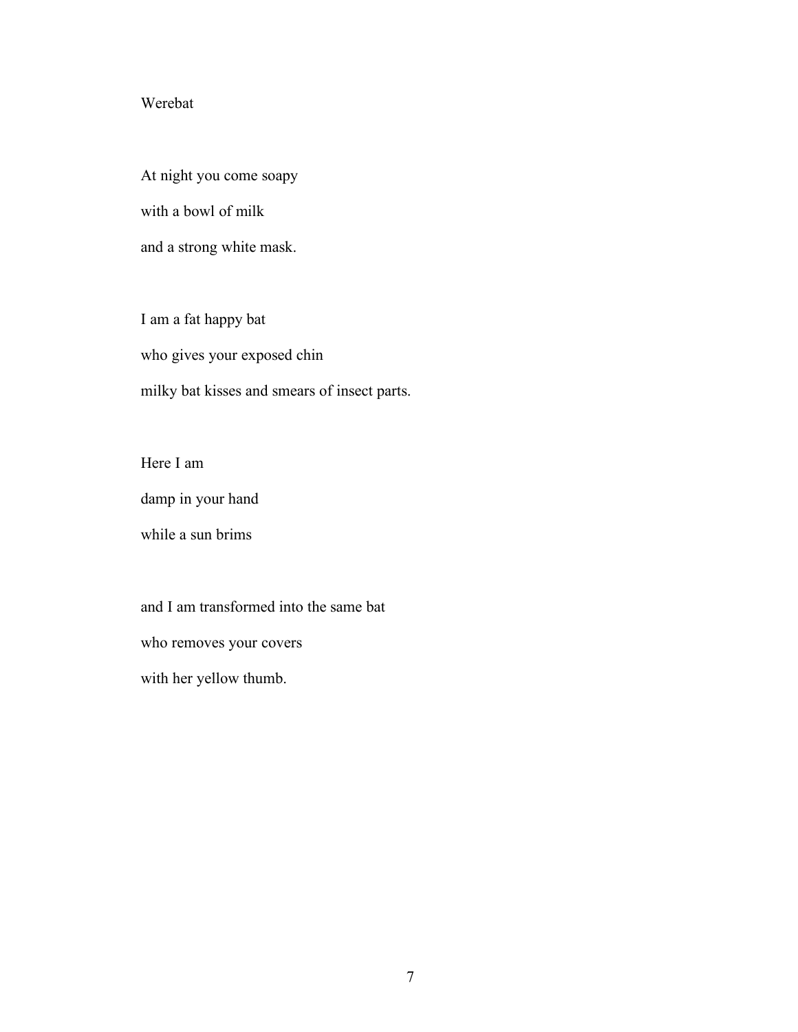## Werebat

At night you come soapy  
with a bowl of milk  
and a strong white mask.

I am a fat happy bat  
who gives your exposed chin  
milky bat kisses and smears of insect parts.

Here I am  
damp in your hand  
while a sun brims

and I am transformed into the same bat  
who removes your covers  
with her yellow thumb.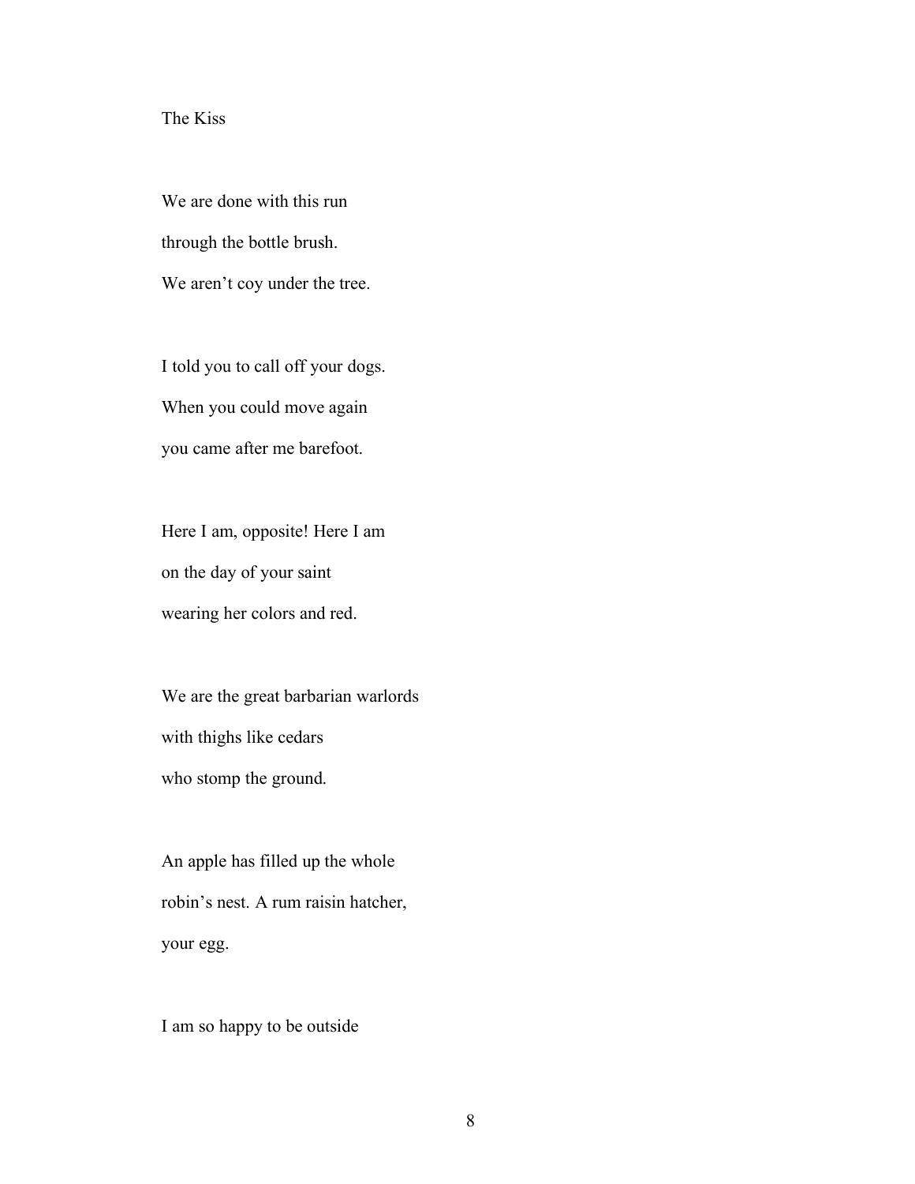# The Kiss

We are done with this run  
through the bottle brush.  
We aren't coy under the tree.

I told you to call off your dogs.  
When you could move again  
you came after me barefoot.

Here I am, opposite! Here I am  
on the day of your saint  
wearing her colors and red.

We are the great barbarian warlords  
with thighs like cedars  
who stomp the ground.

An apple has filled up the whole  
robin's nest. A rum raisin hatcher,  
your egg.

I am so happy to be outside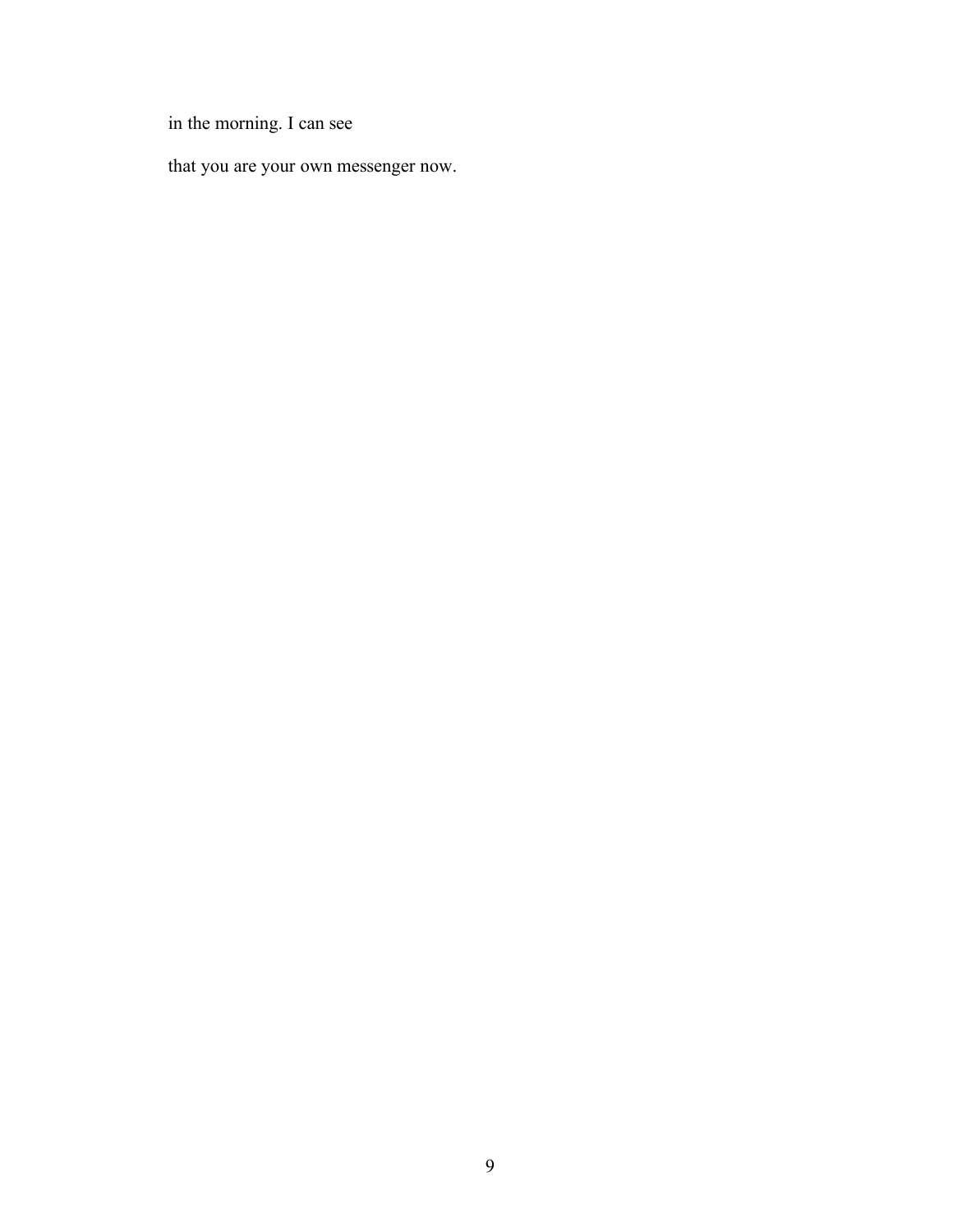in the morning. I can see

that you are your own messenger now.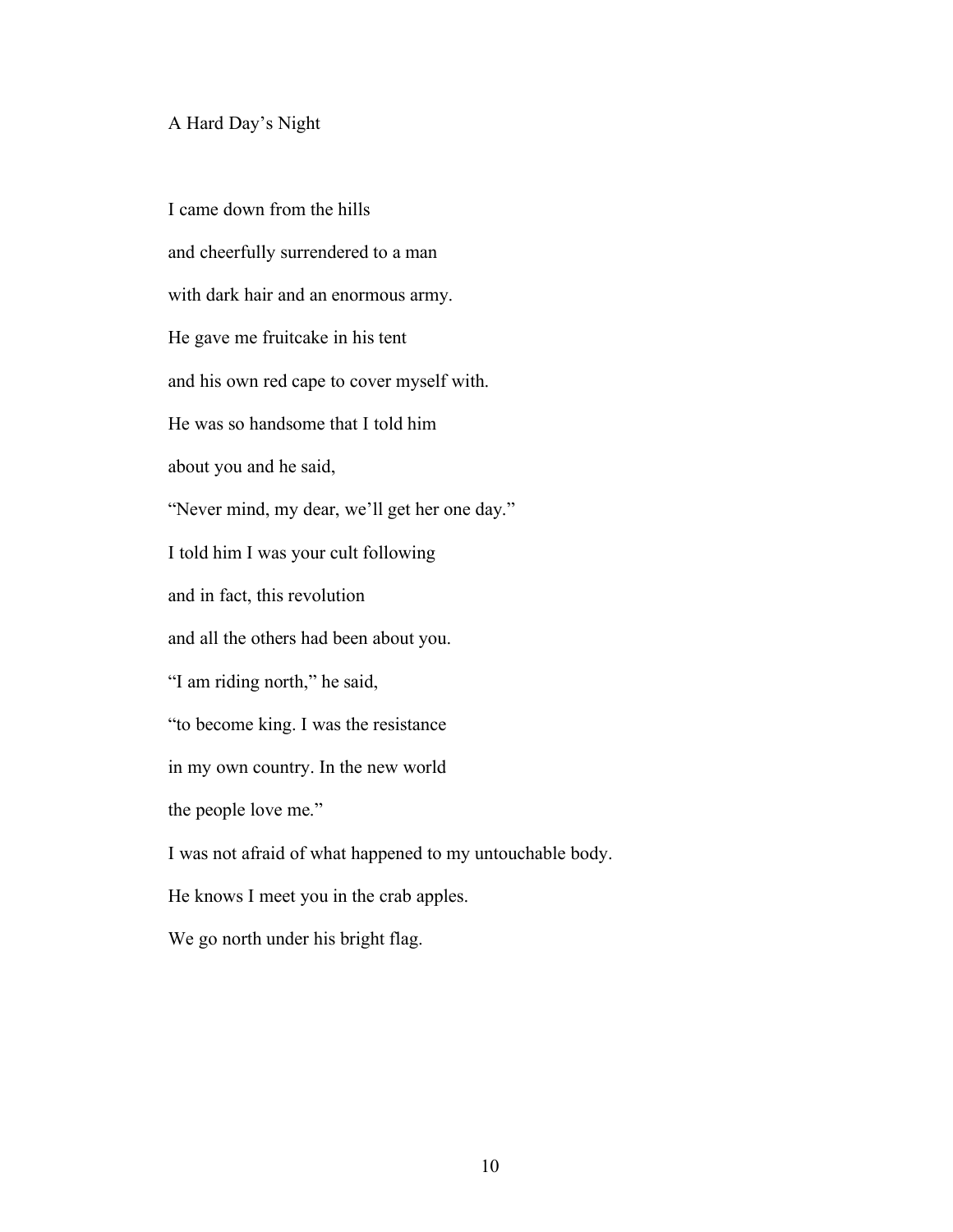## A Hard Day's Night

I came down from the hills

and cheerfully surrendered to a man

with dark hair and an enormous army.

He gave me fruitcake in his tent

and his own red cape to cover myself with.

He was so handsome that I told him

about you and he said,

"Never mind, my dear, we'll get her one day."

I told him I was your cult following

and in fact, this revolution

and all the others had been about you.

"I am riding north," he said,

"to become king. I was the resistance

in my own country. In the new world

the people love me."

I was not afraid of what happened to my untouchable body.

He knows I meet you in the crab apples.

We go north under his bright flag.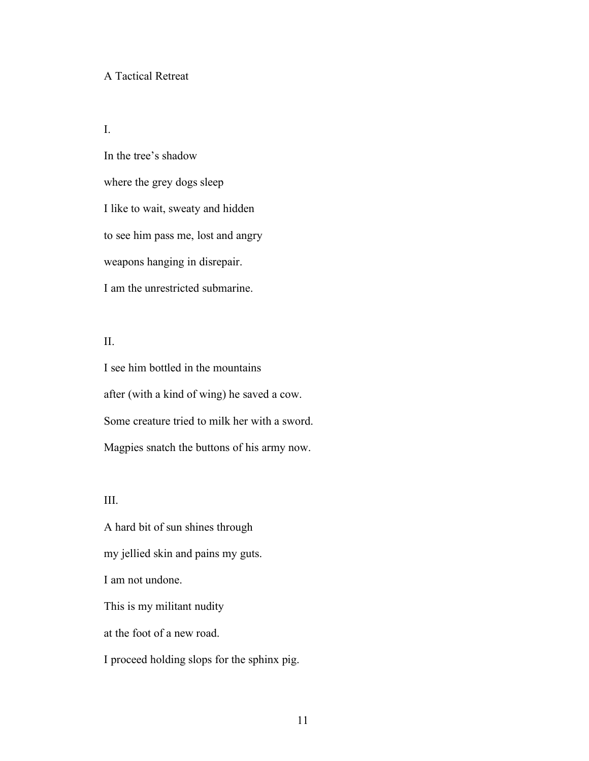## A Tactical Retreat

I.

In the tree's shadow  
where the grey dogs sleep  
I like to wait, sweaty and hidden  
to see him pass me, lost and angry  
weapons hanging in disrepair.  
I am the unrestricted submarine.

II.

I see him bottled in the mountains  
after (with a kind of wing) he saved a cow.  
Some creature tried to milk her with a sword.  
Magpies snatch the buttons of his army now.

III.

A hard bit of sun shines through  
my jellied skin and pains my guts.  
I am not undone.  
This is my militant nudity  
at the foot of a new road.  
I proceed holding slops for the sphinx pig.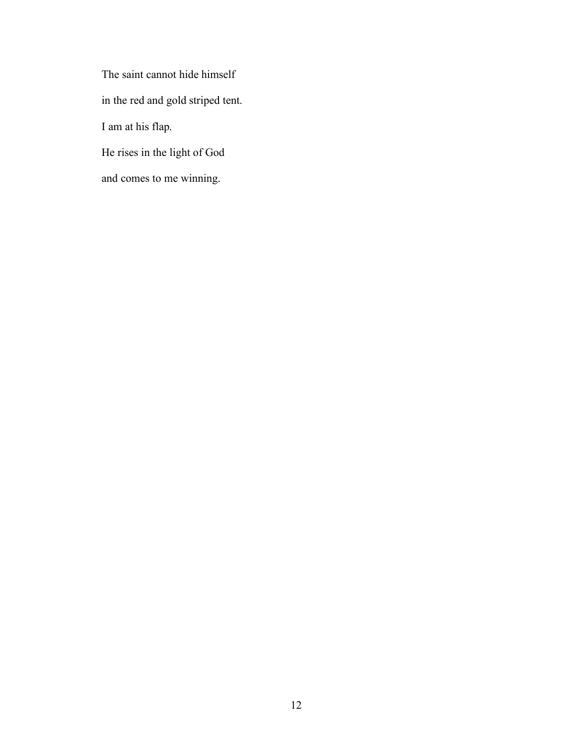The saint cannot hide himself

in the red and gold striped tent.

I am at his flap.

He rises in the light of God

and comes to me winning.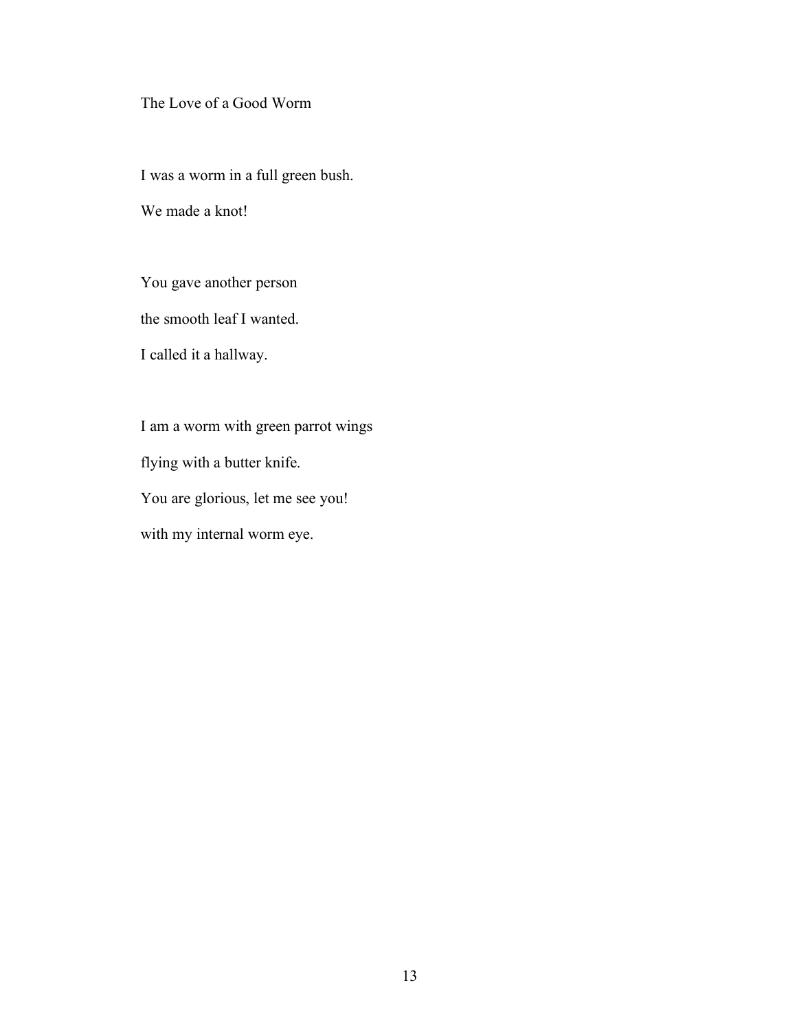# The Love of a Good Worm

I was a worm in a full green bush.  
We made a knot!

You gave another person  
the smooth leaf I wanted.  
I called it a hallway.

I am a worm with green parrot wings  
flying with a butter knife.  
You are glorious, let me see you!  
with my internal worm eye.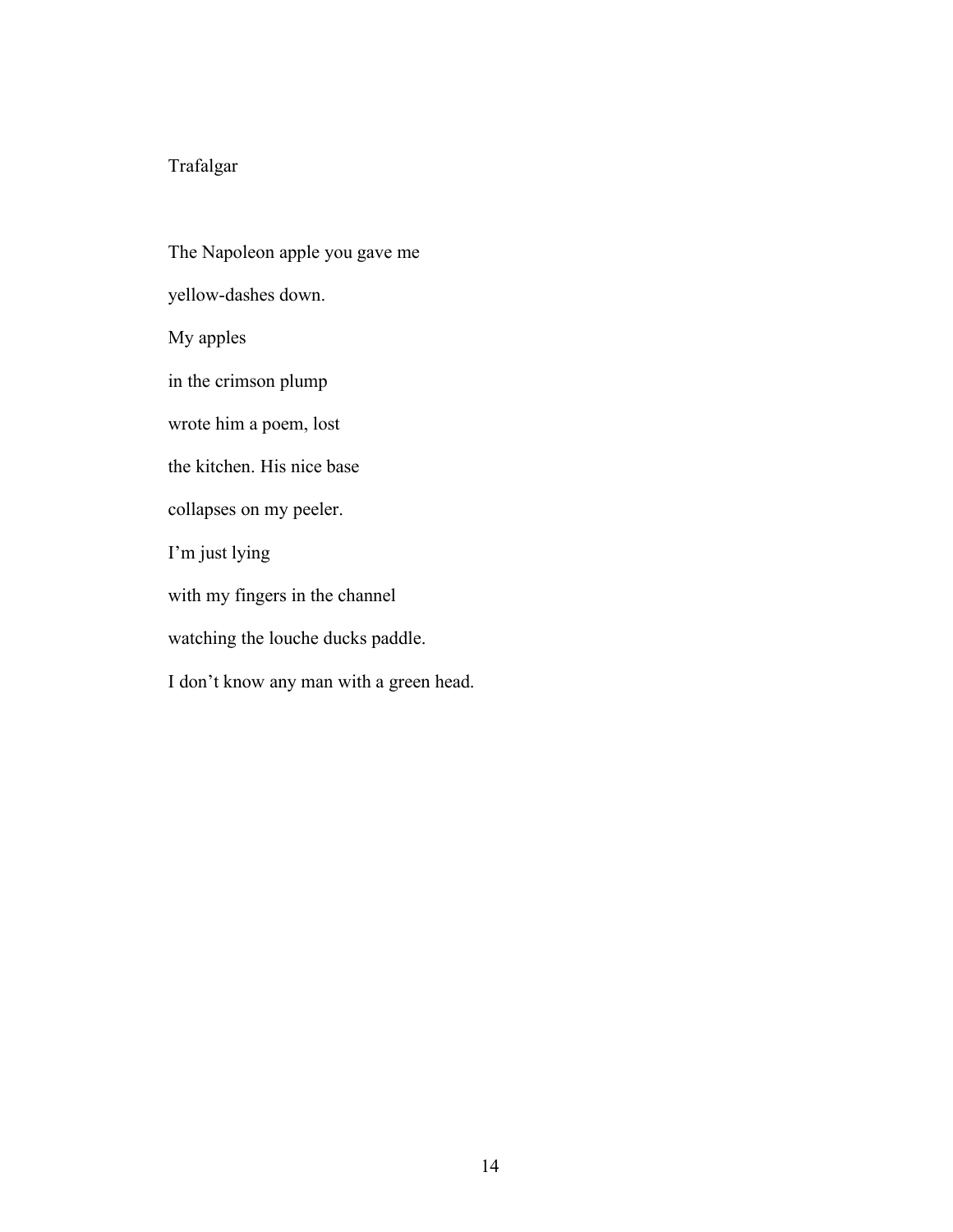## Trafalgar

The Napoleon apple you gave me

yellow-dashes down.

My apples

in the crimson plump

wrote him a poem, lost

the kitchen. His nice base

collapses on my peeler.

I'm just lying

with my fingers in the channel

watching the louche ducks paddle.

I don't know any man with a green head.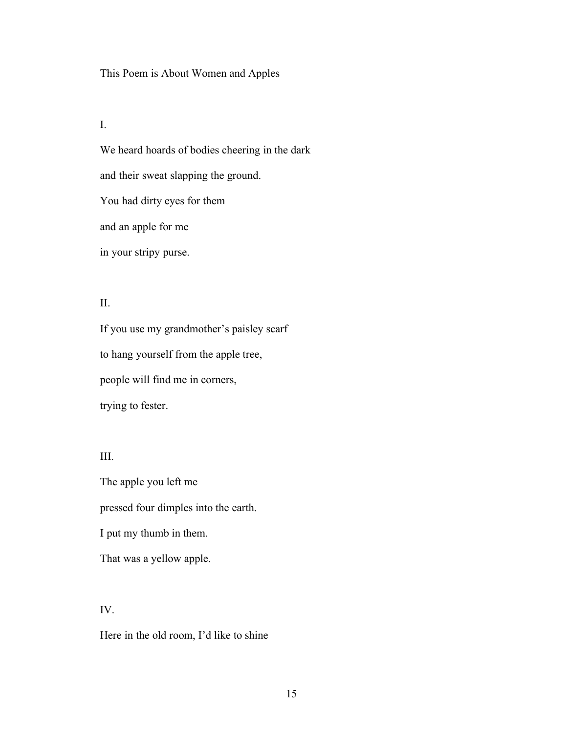## This Poem is About Women and Apples

I.

We heard hoards of bodies cheering in the dark

and their sweat slapping the ground.

You had dirty eyes for them

and an apple for me

in your stripy purse.

II.

If you use my grandmother's paisley scarf

to hang yourself from the apple tree,

people will find me in corners,

trying to fester.

III.

The apple you left me

pressed four dimples into the earth.

I put my thumb in them.

That was a yellow apple.

IV.

Here in the old room, I'd like to shine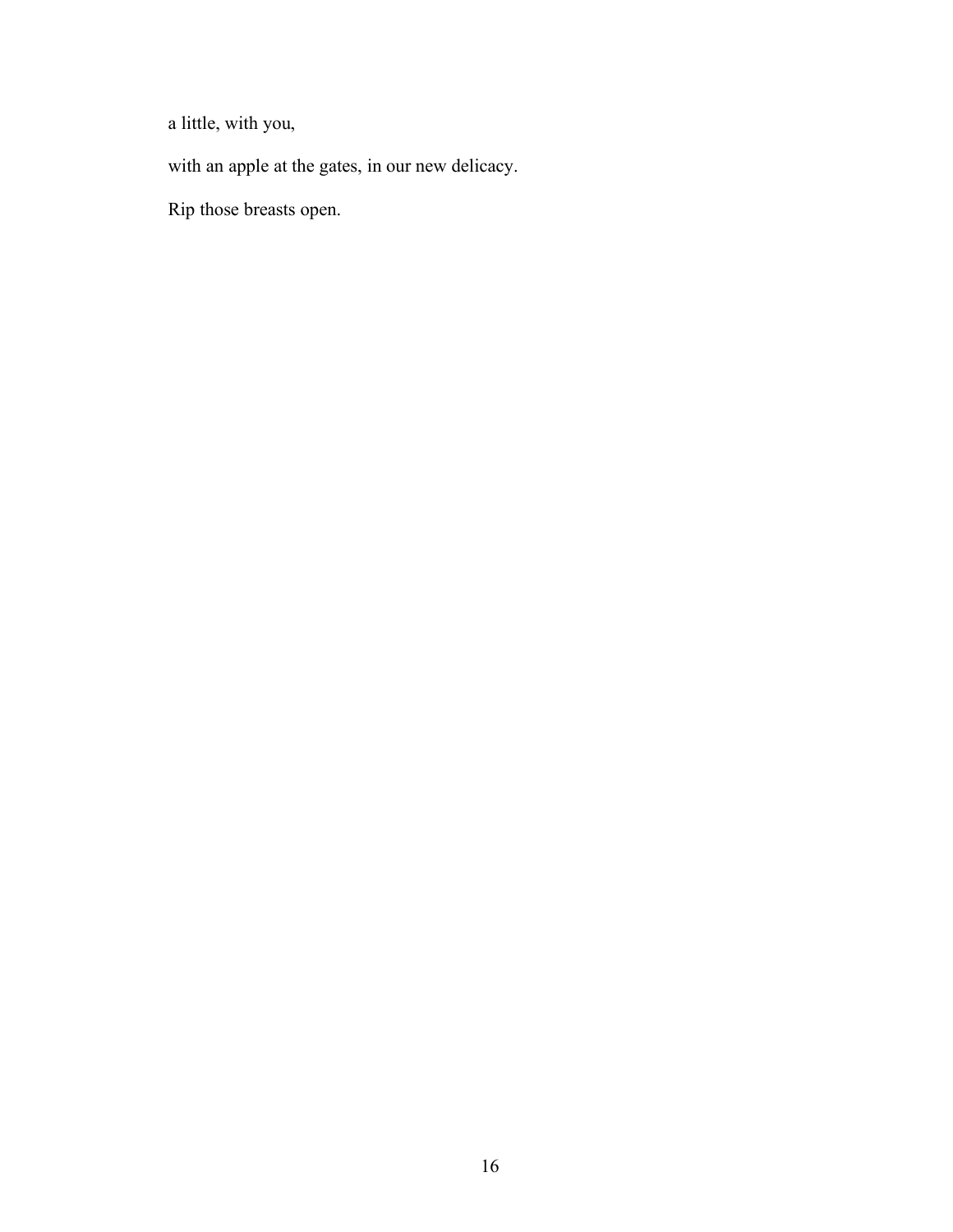a little, with you,

with an apple at the gates, in our new delicacy.

Rip those breasts open.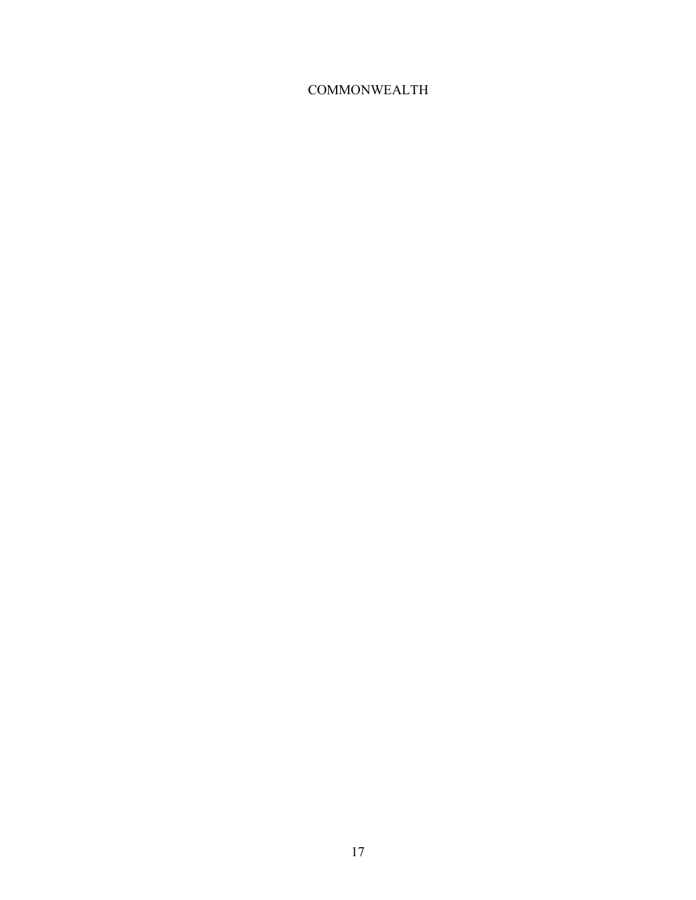COMMONWEALTH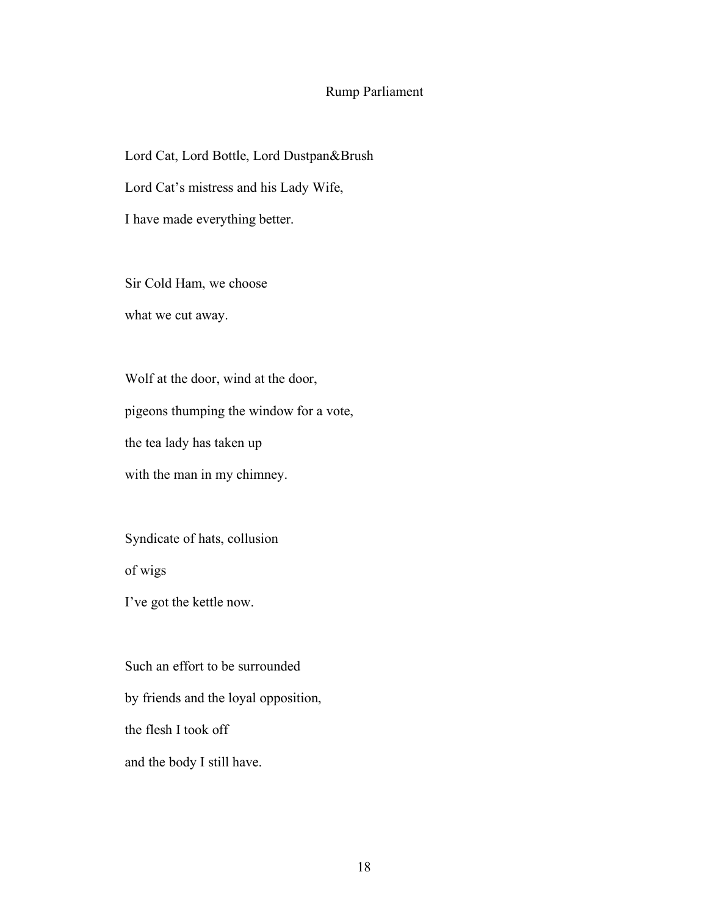## Rump Parliament

Lord Cat, Lord Bottle, Lord Dustpan&Brush  
Lord Cat's mistress and his Lady Wife,  
I have made everything better.

Sir Cold Ham, we choose  
what we cut away.

Wolf at the door, wind at the door,  
pigeons thumping the window for a vote,  
the tea lady has taken up  
with the man in my chimney.

Syndicate of hats, collusion  
of wigs  
I've got the kettle now.

Such an effort to be surrounded  
by friends and the loyal opposition,  
the flesh I took off  
and the body I still have.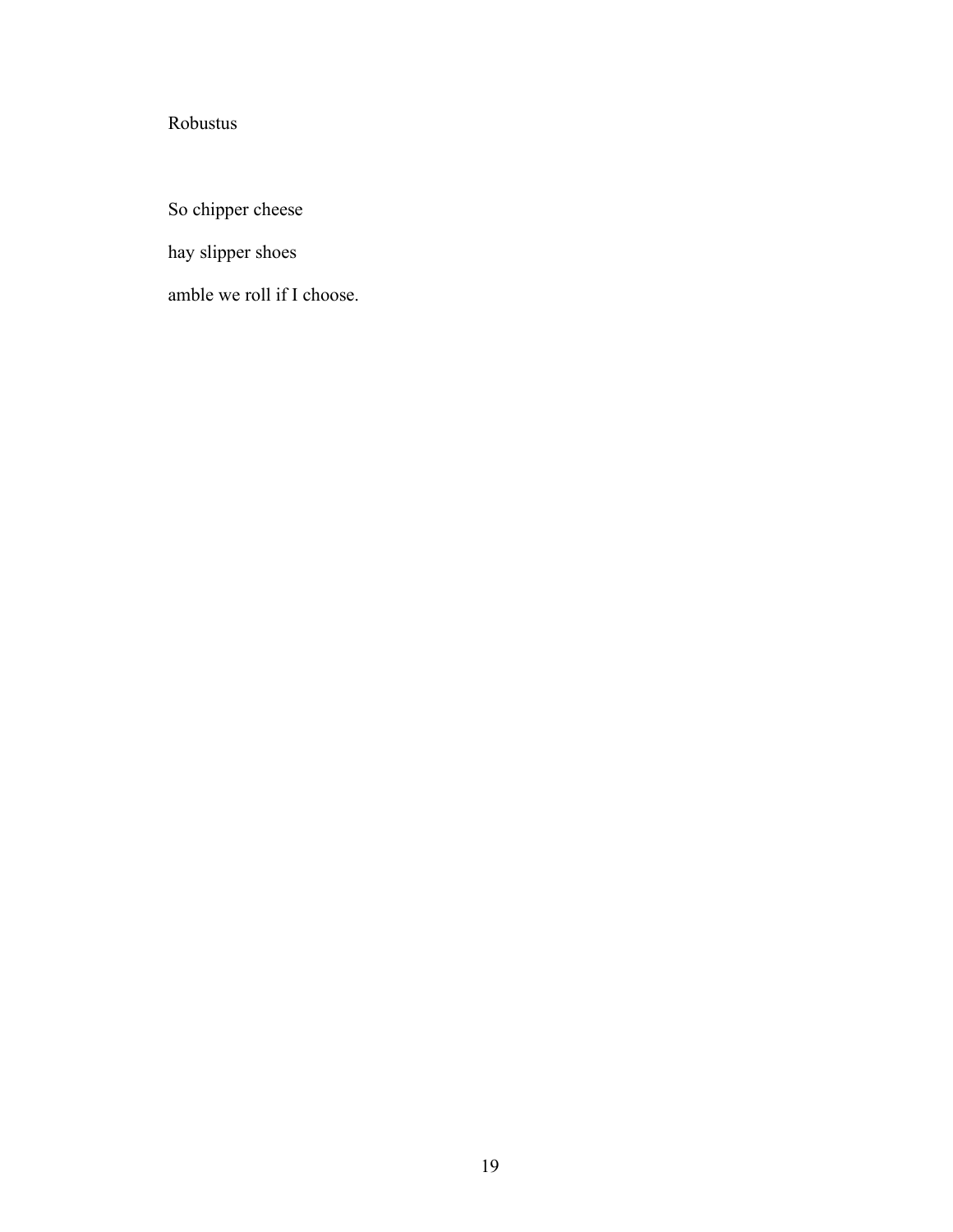Robustus

So chipper cheese

hay slipper shoes

amble we roll if I choose.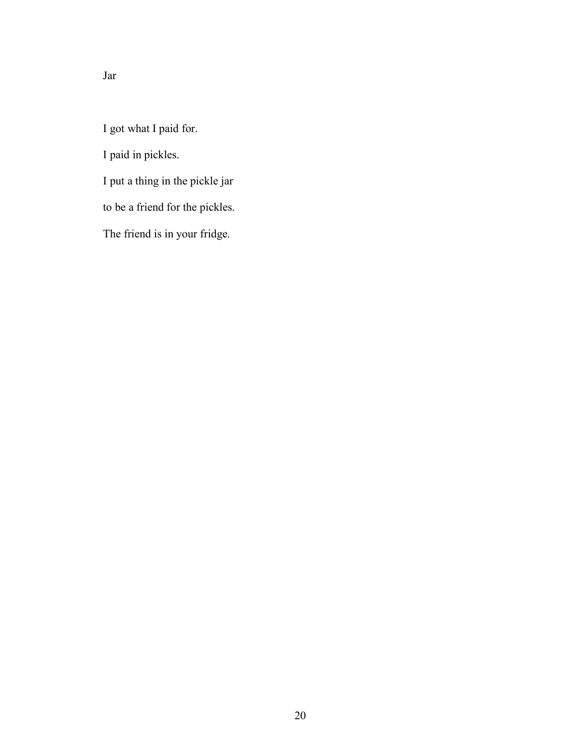# Jar

I got what I paid for.

I paid in pickles.

I put a thing in the pickle jar

to be a friend for the pickles.

The friend is in your fridge.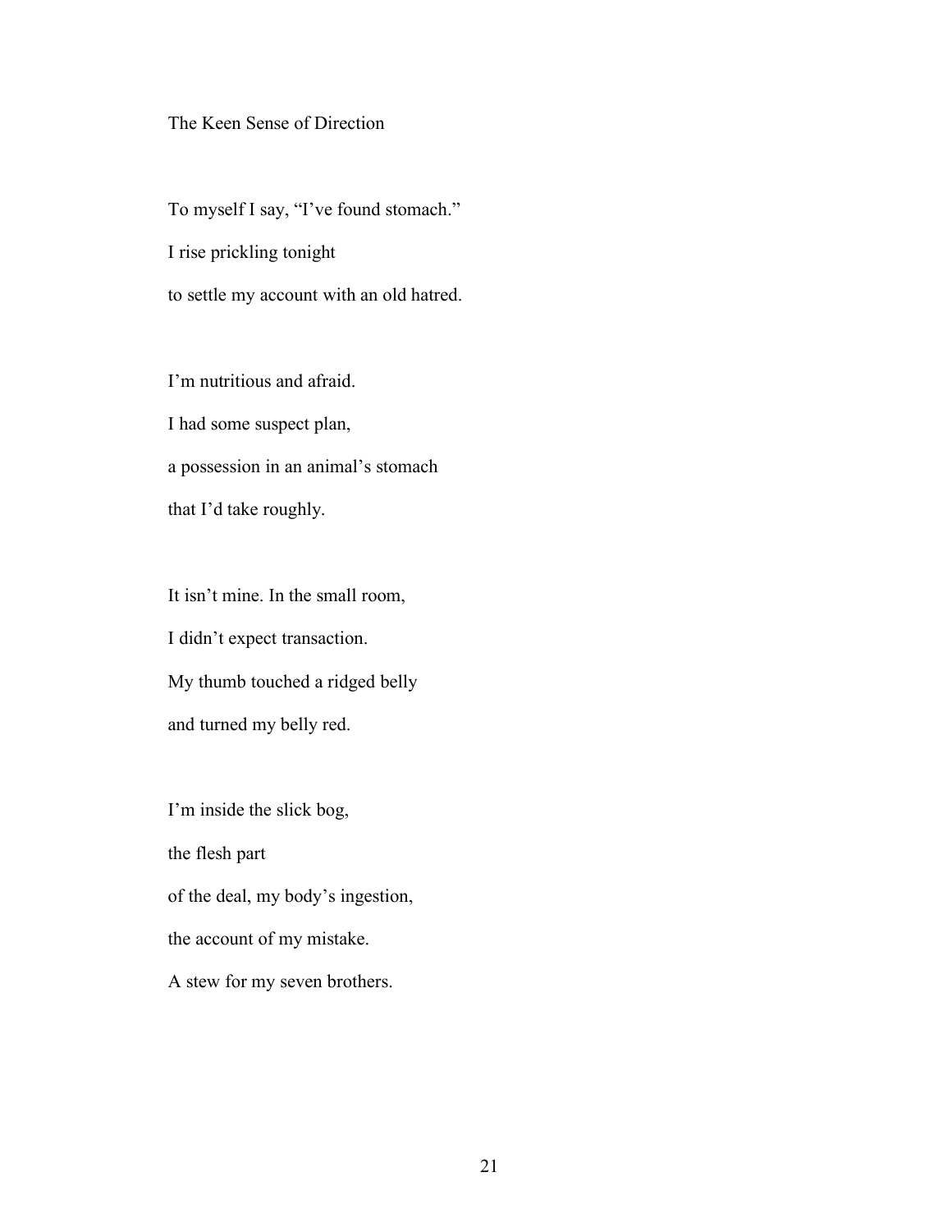## The Keen Sense of Direction

To myself I say, "I've found stomach."
I rise prickling tonight
to settle my account with an old hatred.

I'm nutritious and afraid.
I had some suspect plan,
a possession in an animal's stomach
that I'd take roughly.

It isn't mine. In the small room,
I didn't expect transaction.
My thumb touched a ridged belly
and turned my belly red.

I'm inside the slick bog,
the flesh part
of the deal, my body's ingestion,
the account of my mistake.
A stew for my seven brothers.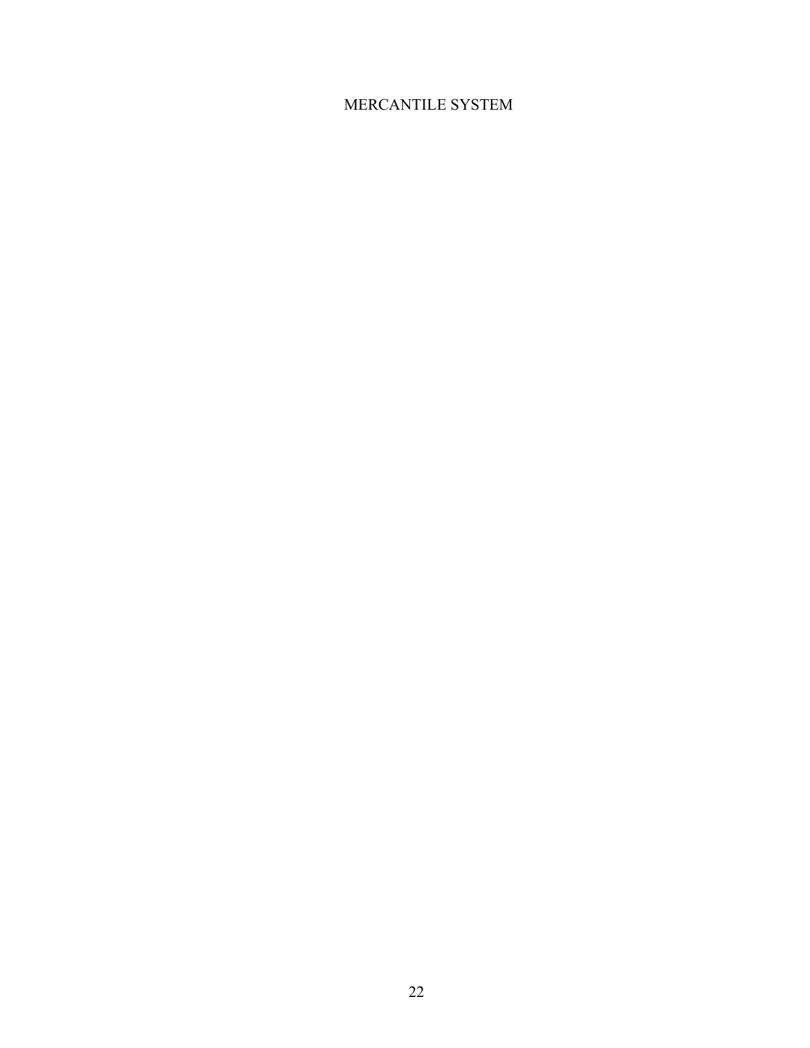# MERCANTILE SYSTEM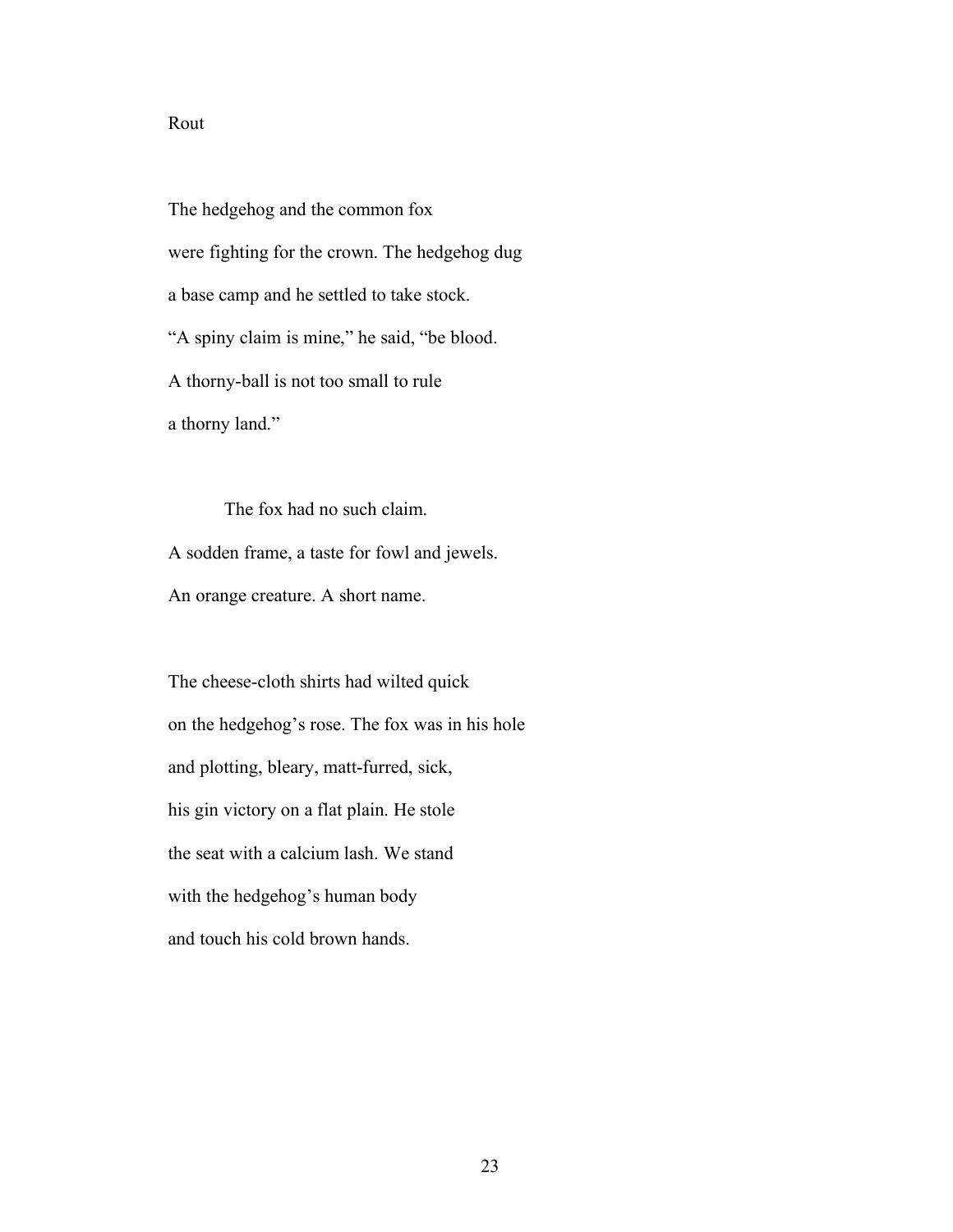# Rout

The hedgehog and the common fox  
were fighting for the crown. The hedgehog dug  
a base camp and he settled to take stock.  
“A spiny claim is mine,” he said, “be blood.  
A thorny-ball is not too small to rule  
a thorny land.”

The fox had no such claim.  
A sodden frame, a taste for fowl and jewels.  
An orange creature. A short name.

The cheese-cloth shirts had wilted quick  
on the hedgehog’s rose. The fox was in his hole  
and plotting, bleary, matt-furred, sick,  
his gin victory on a flat plain. He stole  
the seat with a calcium lash. We stand  
with the hedgehog’s human body  
and touch his cold brown hands.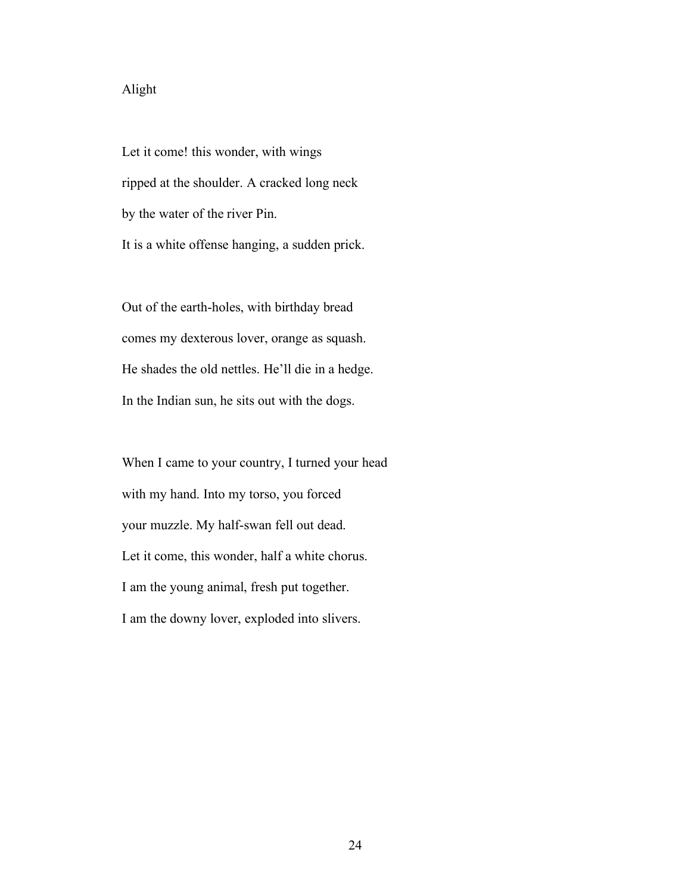# Alight

Let it come! this wonder, with wings
ripped at the shoulder. A cracked long neck
by the water of the river Pin.
It is a white offense hanging, a sudden prick.

Out of the earth-holes, with birthday bread
comes my dexterous lover, orange as squash.
He shades the old nettles. He'll die in a hedge.
In the Indian sun, he sits out with the dogs.

When I came to your country, I turned your head
with my hand. Into my torso, you forced
your muzzle. My half-swan fell out dead.
Let it come, this wonder, half a white chorus.
I am the young animal, fresh put together.
I am the downy lover, exploded into slivers.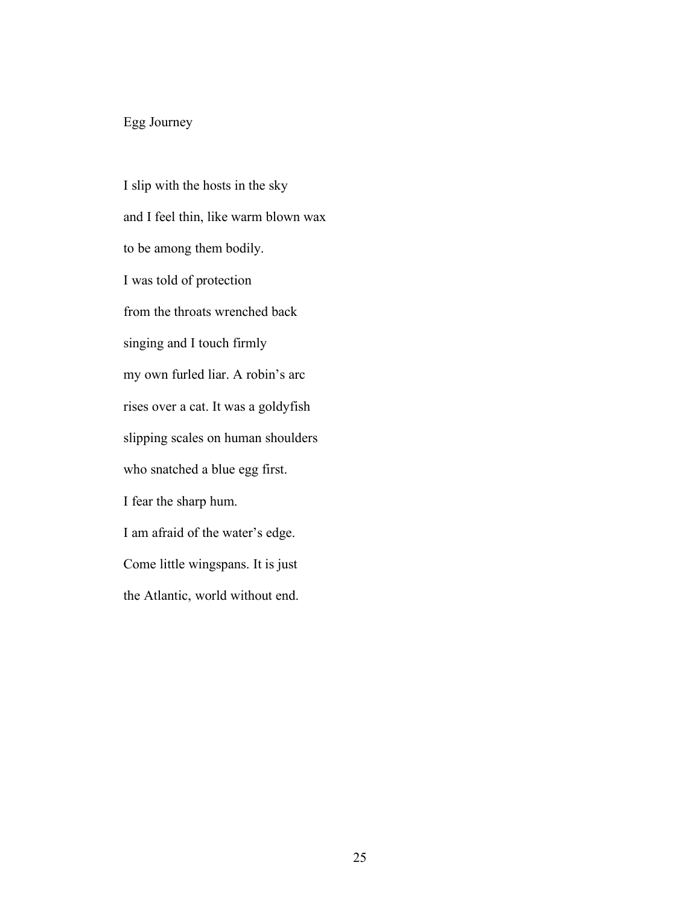# Egg Journey

I slip with the hosts in the sky  
and I feel thin, like warm blown wax  
to be among them bodily.  
I was told of protection  
from the throats wrenched back  
singing and I touch firmly  
my own furled liar. A robin's arc  
rises over a cat. It was a goldyfish  
slipping scales on human shoulders  
who snatched a blue egg first.  
I fear the sharp hum.  
I am afraid of the water's edge.  
Come little wingspans. It is just  
the Atlantic, world without end.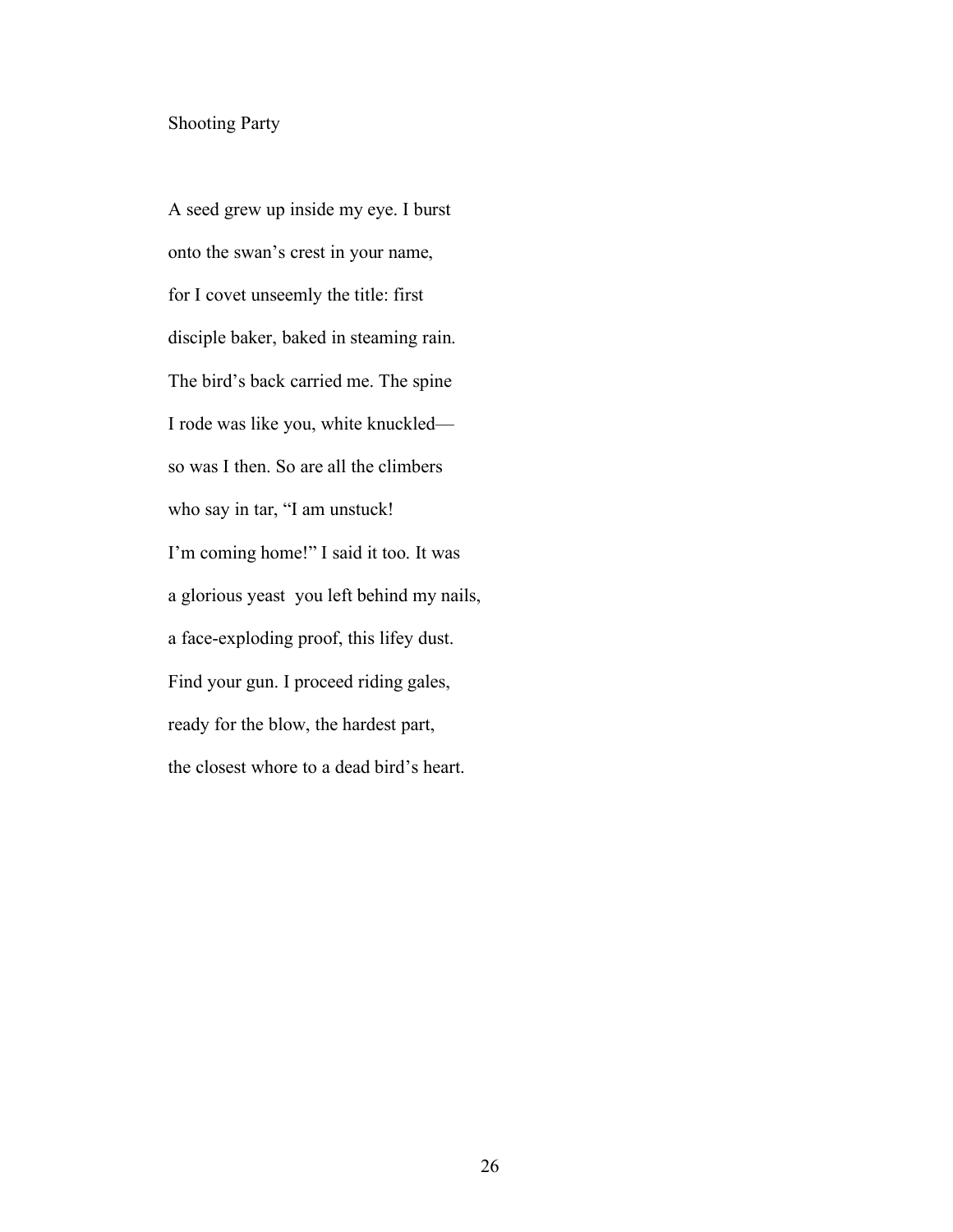## Shooting Party

A seed grew up inside my eye. I burst  
onto the swan's crest in your name,  
for I covet unseemly the title: first  
disciple baker, baked in steaming rain.  
The bird's back carried me. The spine  
I rode was like you, white knuckled—  
so was I then. So are all the climbers  
who say in tar, "I am unstuck!  
I'm coming home!" I said it too. It was  
a glorious yeast you left behind my nails,  
a face-exploding proof, this lifey dust.  
Find your gun. I proceed riding gales,  
ready for the blow, the hardest part,  
the closest whore to a dead bird's heart.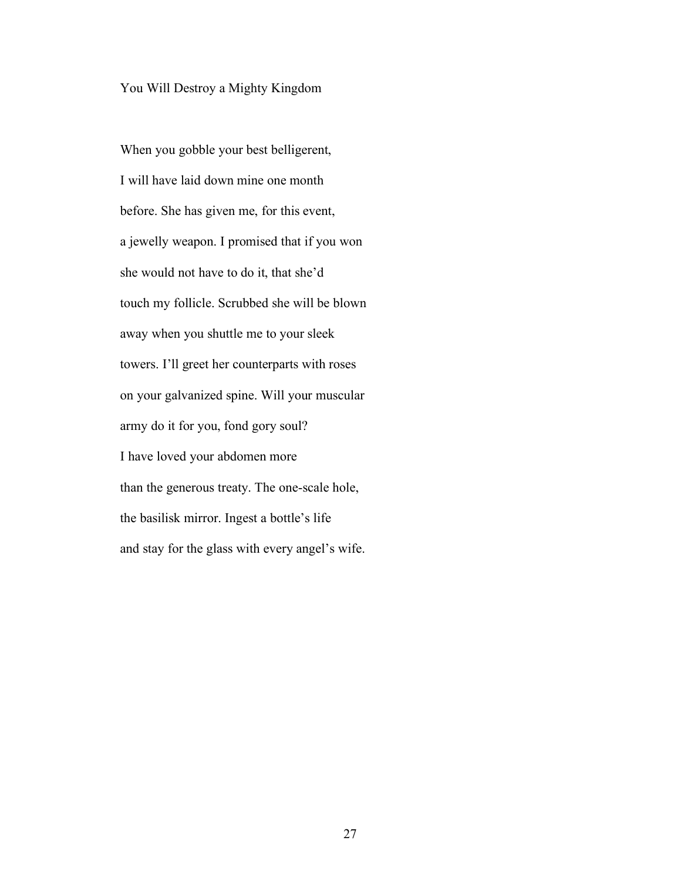## You Will Destroy a Mighty Kingdom

When you gobble your best belligerent,
I will have laid down mine one month
before. She has given me, for this event,
a jewelly weapon. I promised that if you won
she would not have to do it, that she'd
touch my follicle. Scrubbed she will be blown
away when you shuttle me to your sleek
towers. I'll greet her counterparts with roses
on your galvanized spine. Will your muscular
army do it for you, fond gory soul?
I have loved your abdomen more
than the generous treaty. The one-scale hole,
the basilisk mirror. Ingest a bottle's life
and stay for the glass with every angel's wife.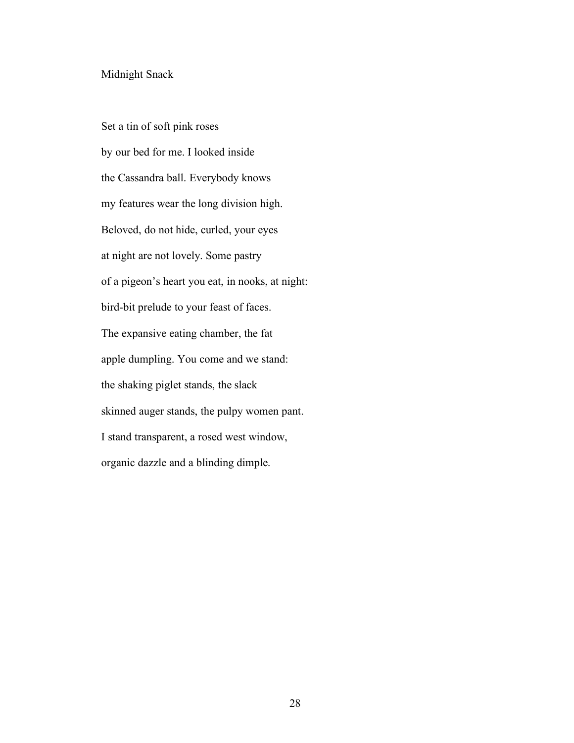## Midnight Snack

Set a tin of soft pink roses

by our bed for me. I looked inside

the Cassandra ball. Everybody knows

my features wear the long division high.

Beloved, do not hide, curled, your eyes

at night are not lovely. Some pastry

of a pigeon's heart you eat, in nooks, at night:

bird-bit prelude to your feast of faces.

The expansive eating chamber, the fat

apple dumpling. You come and we stand:

the shaking piglet stands, the slack

skinned auger stands, the pulpy women pant.

I stand transparent, a rosed west window,

organic dazzle and a blinding dimple.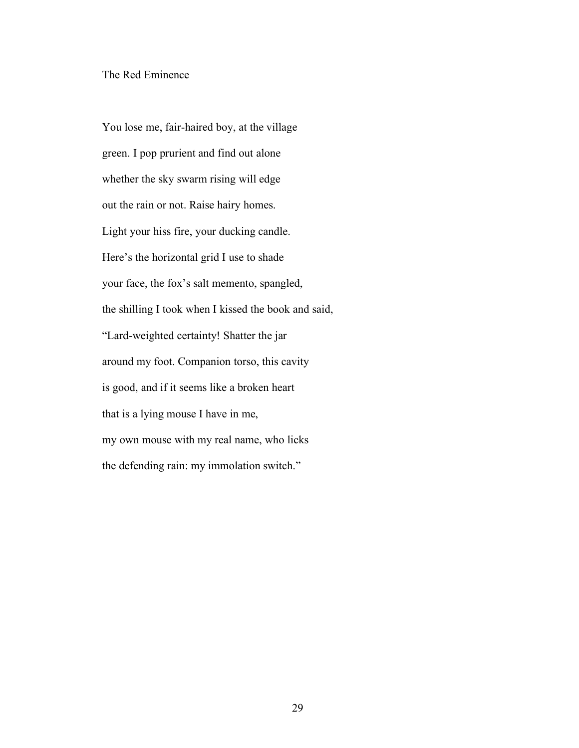## The Red Eminence

You lose me, fair-haired boy, at the village  
green. I pop prurient and find out alone  
whether the sky swarm rising will edge  
out the rain or not. Raise hairy homes.  
Light your hiss fire, your ducking candle.  
Here's the horizontal grid I use to shade  
your face, the fox's salt memento, spangled,  
the shilling I took when I kissed the book and said,  
"Lard-weighted certainty! Shatter the jar  
around my foot. Companion torso, this cavity  
is good, and if it seems like a broken heart  
that is a lying mouse I have in me,  
my own mouse with my real name, who licks  
the defending rain: my immolation switch."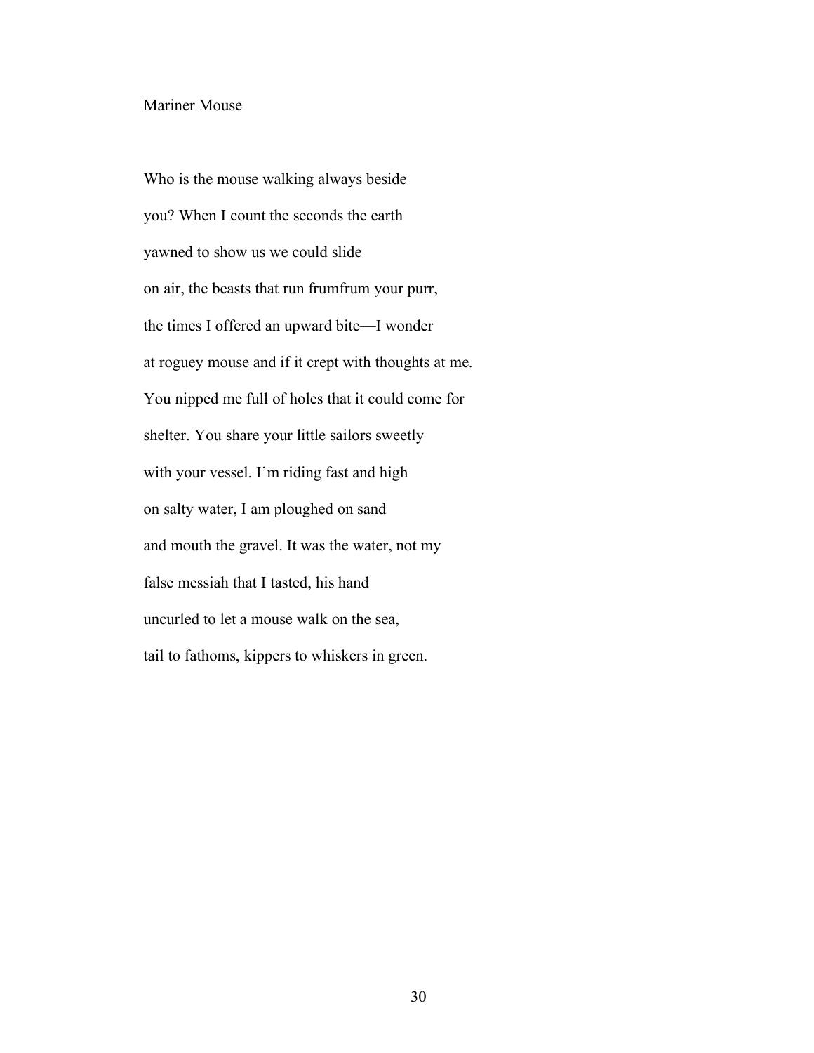## Mariner Mouse

Who is the mouse walking always beside

you? When I count the seconds the earth

yawned to show us we could slide

on air, the beasts that run frumfrum your purr,

the times I offered an upward bite—I wonder

at roguey mouse and if it crept with thoughts at me.

You nipped me full of holes that it could come for

shelter. You share your little sailors sweetly

with your vessel. I'm riding fast and high

on salty water, I am ploughed on sand

and mouth the gravel. It was the water, not my

false messiah that I tasted, his hand

uncurled to let a mouse walk on the sea,

tail to fathoms, kippers to whiskers in green.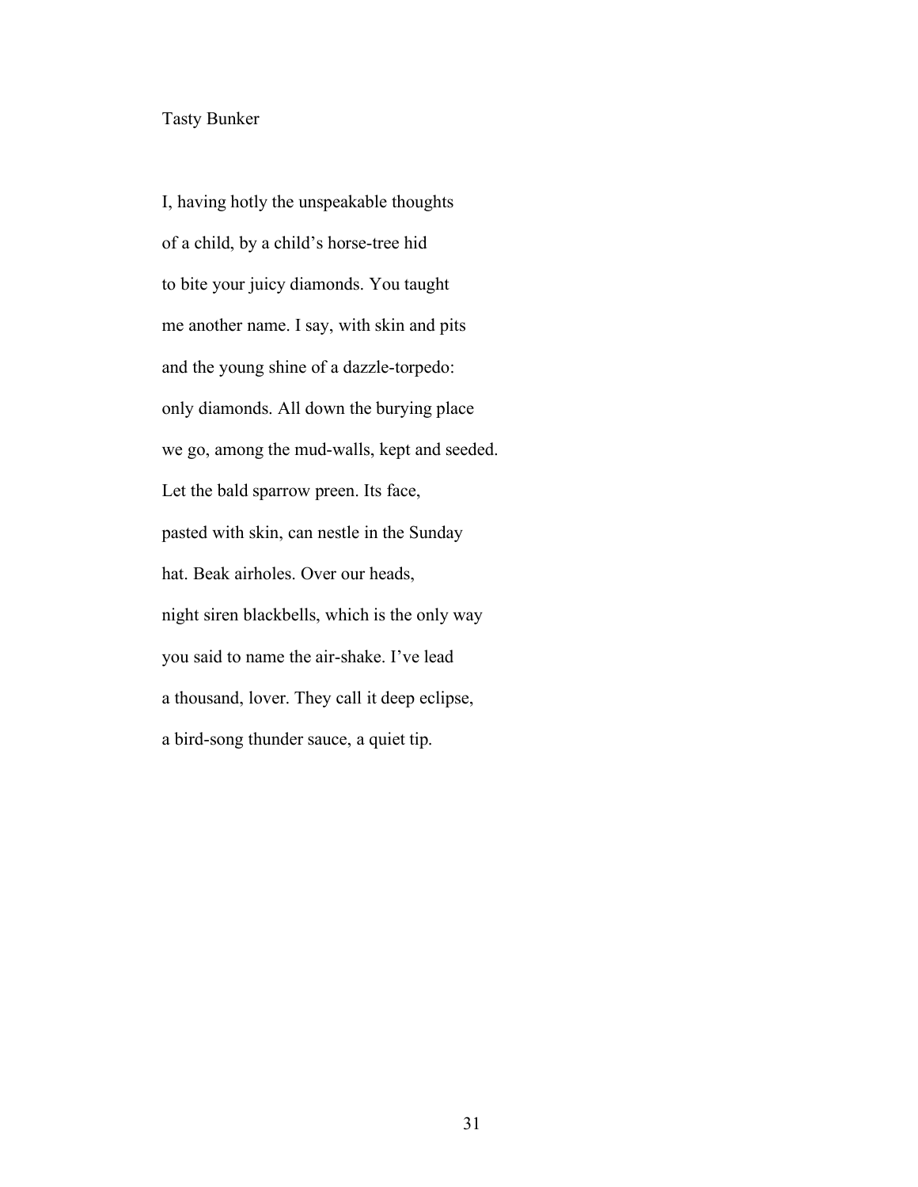# Tasty Bunker

I, having hotly the unspeakable thoughts  
of a child, by a child's horse-tree hid  
to bite your juicy diamonds. You taught  
me another name. I say, with skin and pits  
and the young shine of a dazzle-torpedo:  
only diamonds. All down the burying place  
we go, among the mud-walls, kept and seeded.  
Let the bald sparrow preen. Its face,  
pasted with skin, can nestle in the Sunday  
hat. Beak airholes. Over our heads,  
night siren blackbells, which is the only way  
you said to name the air-shake. I've lead  
a thousand, lover. They call it deep eclipse,  
a bird-song thunder sauce, a quiet tip.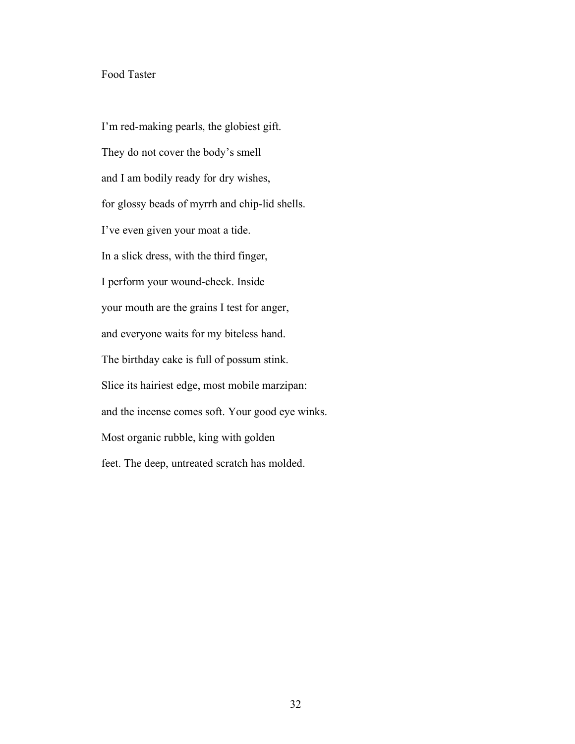# Food Taster

I'm red-making pearls, the globiest gift.  
They do not cover the body's smell  
and I am bodily ready for dry wishes,  
for glossy beads of myrrh and chip-lid shells.  
I've even given your moat a tide.  
In a slick dress, with the third finger,  
I perform your wound-check. Inside  
your mouth are the grains I test for anger,  
and everyone waits for my biteless hand.  
The birthday cake is full of possum stink.  
Slice its hairiest edge, most mobile marzipan:  
and the incense comes soft. Your good eye winks.  
Most organic rubble, king with golden  
feet. The deep, untreated scratch has molded.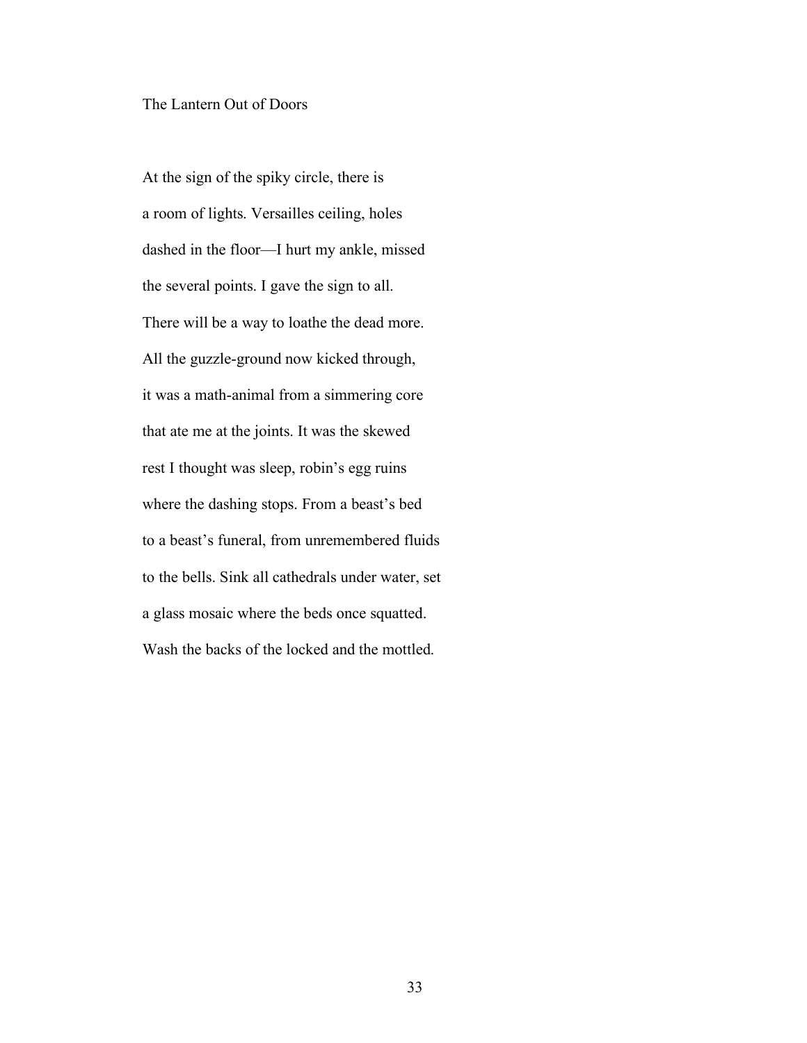## The Lantern Out of Doors

At the sign of the spiky circle, there is
a room of lights. Versailles ceiling, holes
dashed in the floor—I hurt my ankle, missed
the several points. I gave the sign to all.
There will be a way to loathe the dead more.
All the guzzle-ground now kicked through,
it was a math-animal from a simmering core
that ate me at the joints. It was the skewed
rest I thought was sleep, robin's egg ruins
where the dashing stops. From a beast's bed
to a beast's funeral, from unremembered fluids
to the bells. Sink all cathedrals under water, set
a glass mosaic where the beds once squatted.
Wash the backs of the locked and the mottled.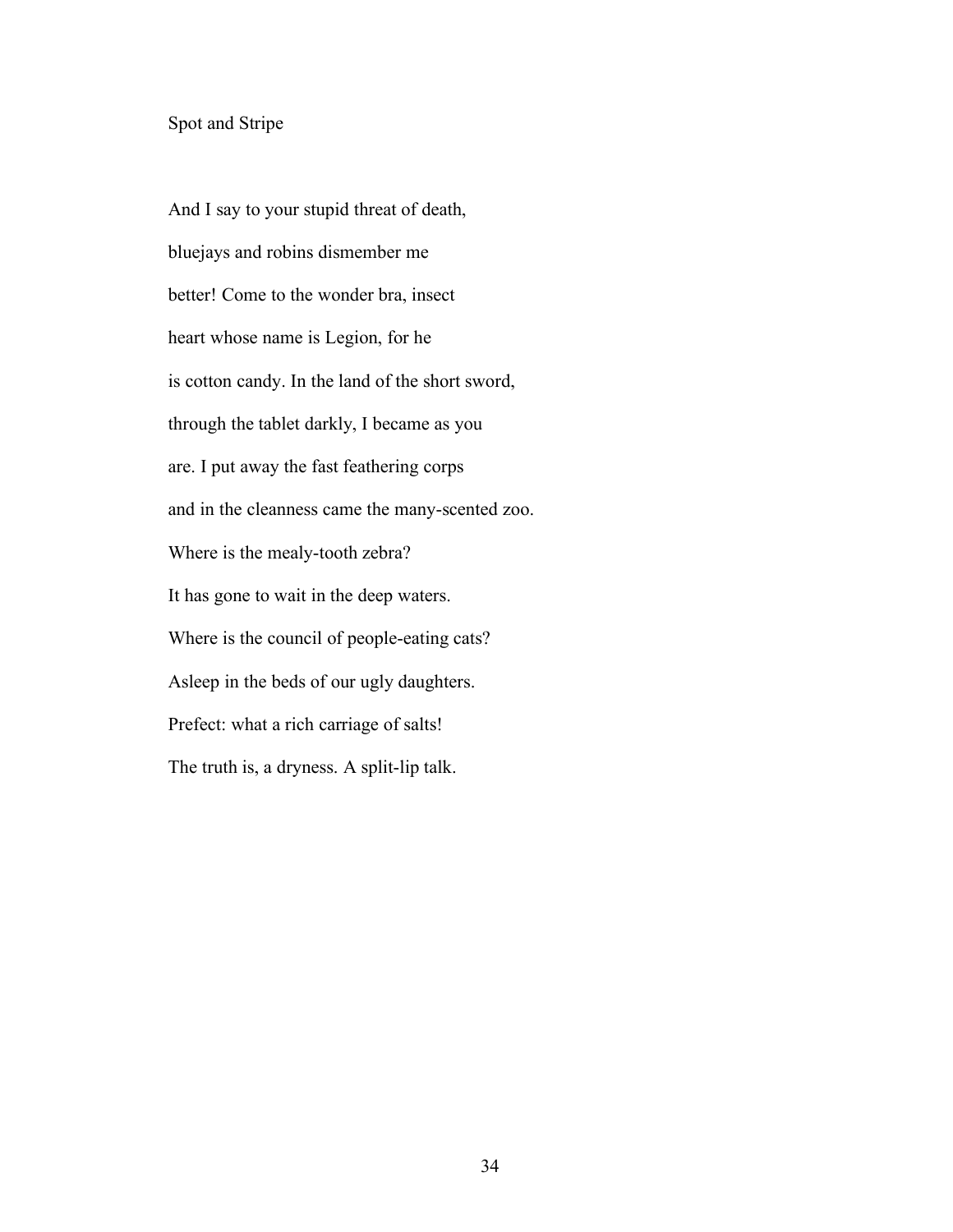## Spot and Stripe

And I say to your stupid threat of death,

bluejays and robins dismember me

better! Come to the wonder bra, insect

heart whose name is Legion, for he

is cotton candy. In the land of the short sword,

through the tablet darkly, I became as you

are. I put away the fast feathering corps

and in the cleanness came the many-scented zoo.

Where is the mealy-tooth zebra?

It has gone to wait in the deep waters.

Where is the council of people-eating cats?

Asleep in the beds of our ugly daughters.

Prefect: what a rich carriage of salts!

The truth is, a dryness. A split-lip talk.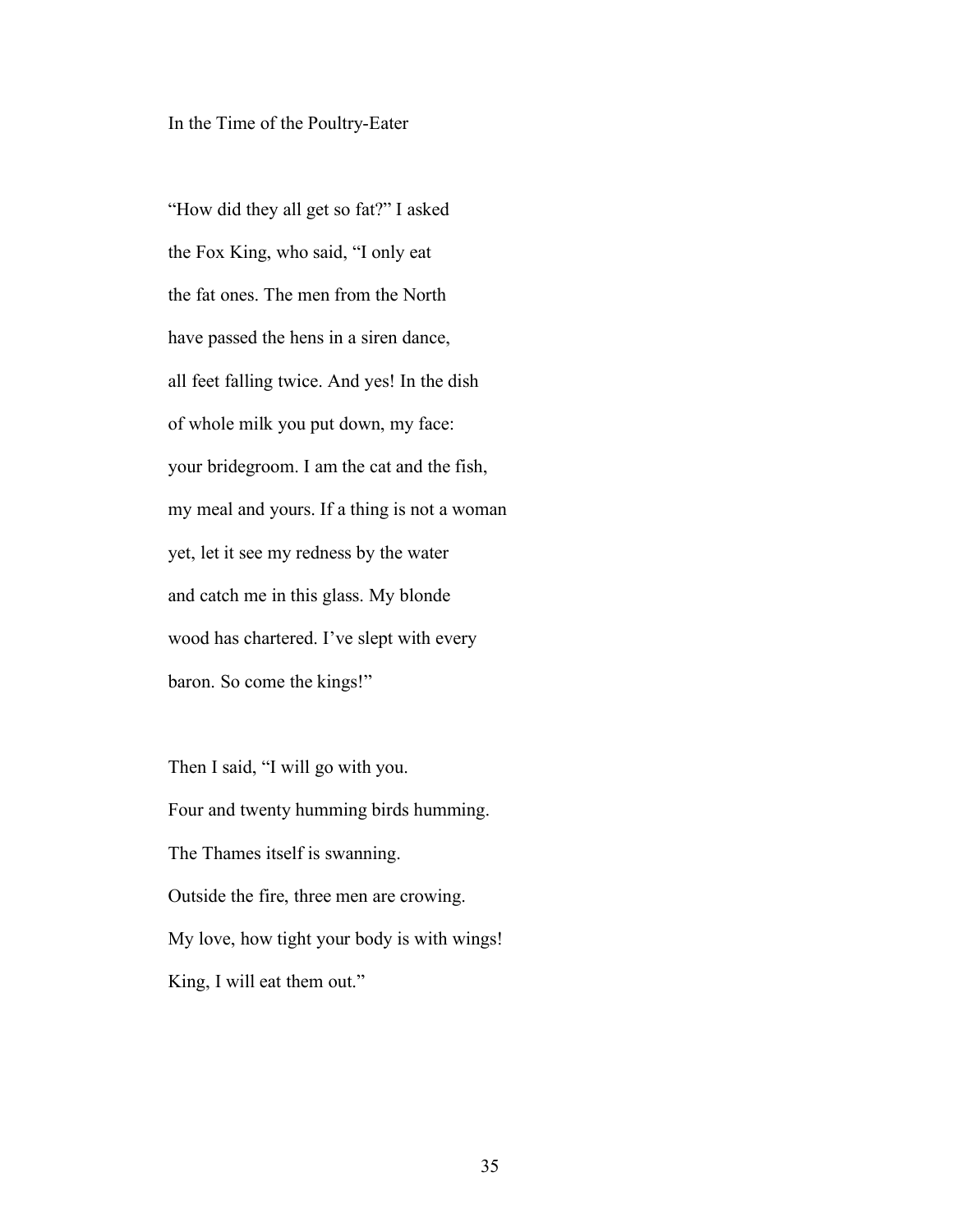# In the Time of the Poultry-Eater

"How did they all get so fat?" I asked  
the Fox King, who said, "I only eat  
the fat ones. The men from the North  
have passed the hens in a siren dance,  
all feet falling twice. And yes! In the dish  
of whole milk you put down, my face:  
your bridegroom. I am the cat and the fish,  
my meal and yours. If a thing is not a woman  
yet, let it see my redness by the water  
and catch me in this glass. My blonde  
wood has chartered. I've slept with every  
baron. So come the kings!"

Then I said, "I will go with you.  
Four and twenty humming birds humming.  
The Thames itself is swanning.  
Outside the fire, three men are crowing.  
My love, how tight your body is with wings!  
King, I will eat them out."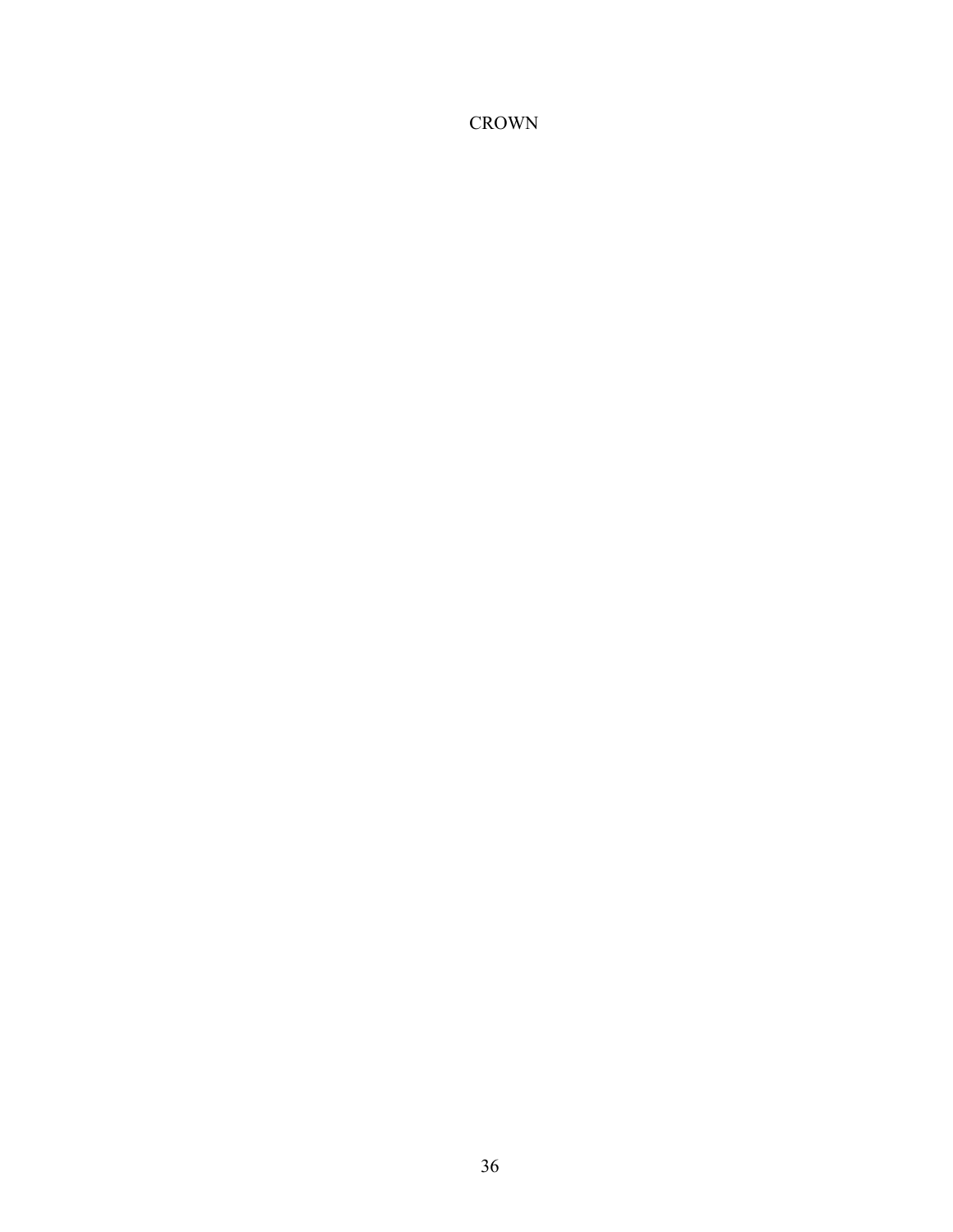CROWN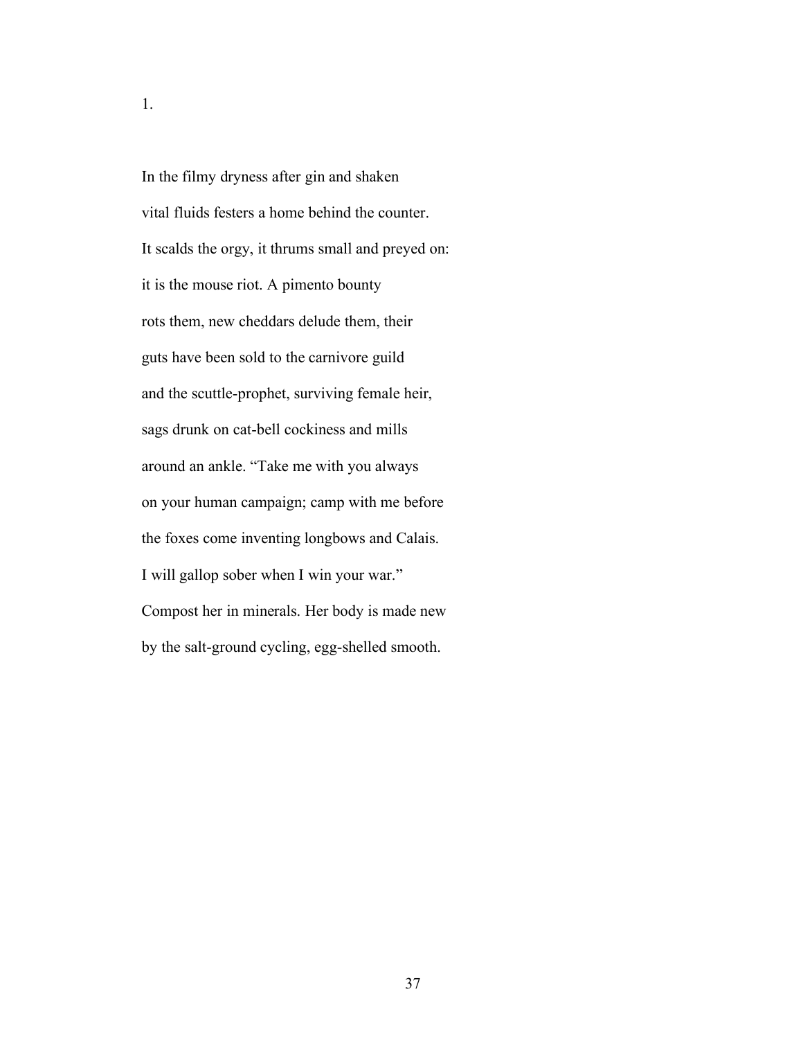1.

In the filmy dryness after gin and shaken
vital fluids festers a home behind the counter.
It scalds the orgy, it thrums small and preyed on:
it is the mouse riot. A pimento bounty
rots them, new cheddars delude them, their
guts have been sold to the carnivore guild
and the scuttle-prophet, surviving female heir,
sags drunk on cat-bell cockiness and mills
around an ankle. "Take me with you always
on your human campaign; camp with me before
the foxes come inventing longbows and Calais.
I will gallop sober when I win your war."
Compost her in minerals. Her body is made new
by the salt-ground cycling, egg-shelled smooth.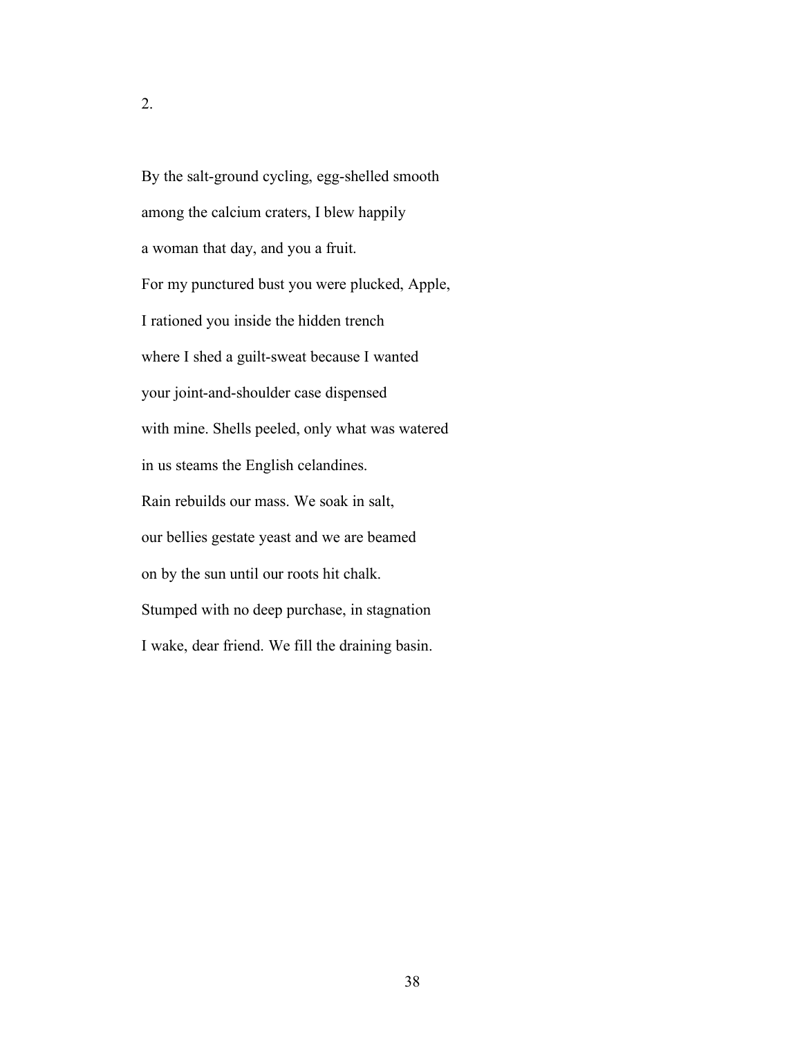2.

By the salt-ground cycling, egg-shelled smooth  
among the calcium craters, I blew happily  
a woman that day, and you a fruit.  
For my punctured bust you were plucked, Apple,  
I rationed you inside the hidden trench  
where I shed a guilt-sweat because I wanted  
your joint-and-shoulder case dispensed  
with mine. Shells peeled, only what was watered  
in us steams the English celandines.  
Rain rebuilds our mass. We soak in salt,  
our bellies gestate yeast and we are beamed  
on by the sun until our roots hit chalk.  
Stumped with no deep purchase, in stagnation  
I wake, dear friend. We fill the draining basin.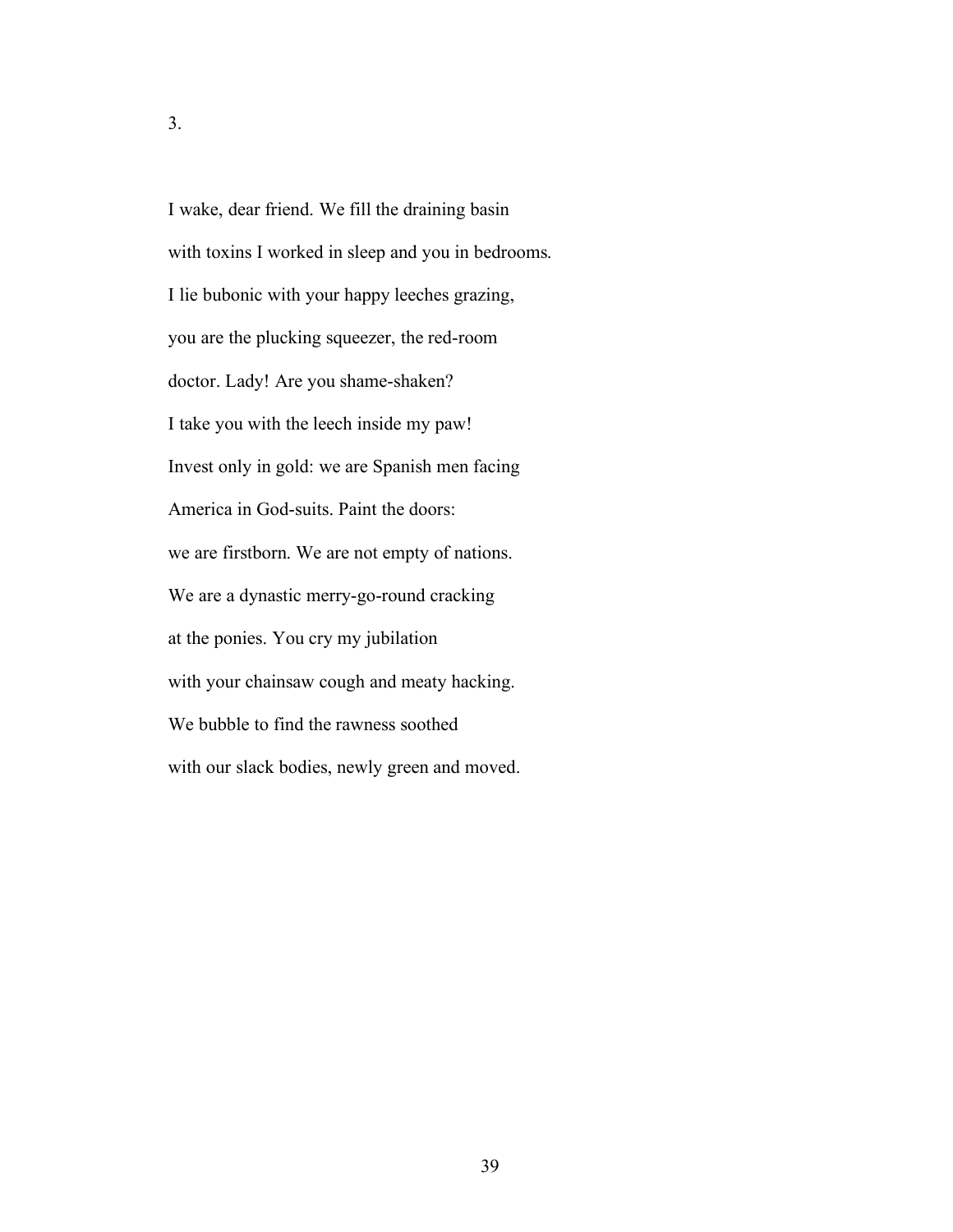3.

I wake, dear friend. We fill the draining basin  
with toxins I worked in sleep and you in bedrooms.  
I lie bubonic with your happy leeches grazing,  
you are the plucking squeezer, the red-room  
doctor. Lady! Are you shame-shaken?  
I take you with the leech inside my paw!  
Invest only in gold: we are Spanish men facing  
America in God-suits. Paint the doors:  
we are firstborn. We are not empty of nations.  
We are a dynastic merry-go-round cracking  
at the ponies. You cry my jubilation  
with your chainsaw cough and meaty hacking.  
We bubble to find the rawness soothed  
with our slack bodies, newly green and moved.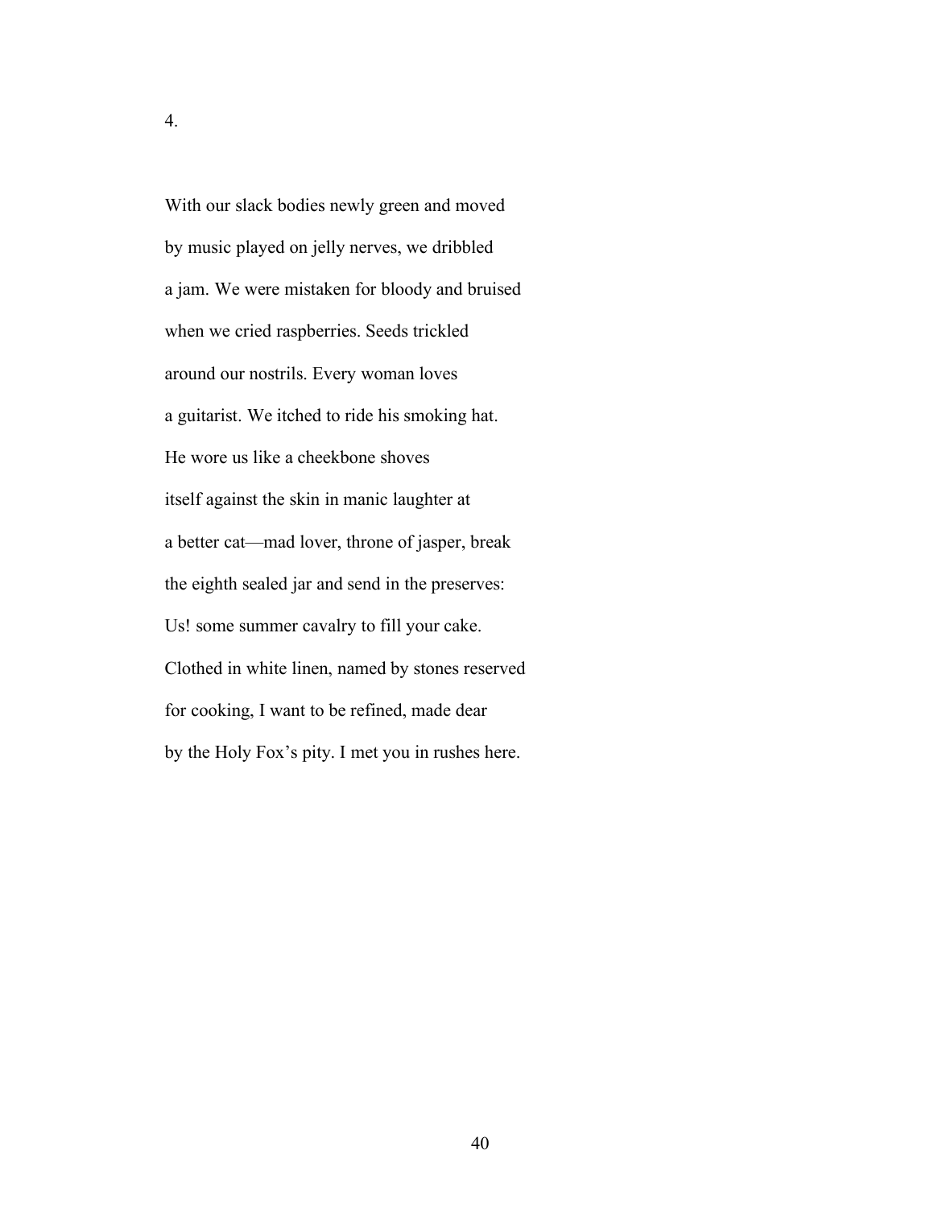4.

With our slack bodies newly green and moved

by music played on jelly nerves, we dribbled

a jam. We were mistaken for bloody and bruised

when we cried raspberries. Seeds trickled

around our nostrils. Every woman loves

a guitarist. We itched to ride his smoking hat.

He wore us like a cheekbone shoves

itself against the skin in manic laughter at

a better cat—mad lover, throne of jasper, break

the eighth sealed jar and send in the preserves:

Us! some summer cavalry to fill your cake.

Clothed in white linen, named by stones reserved

for cooking, I want to be refined, made dear

by the Holy Fox's pity. I met you in rushes here.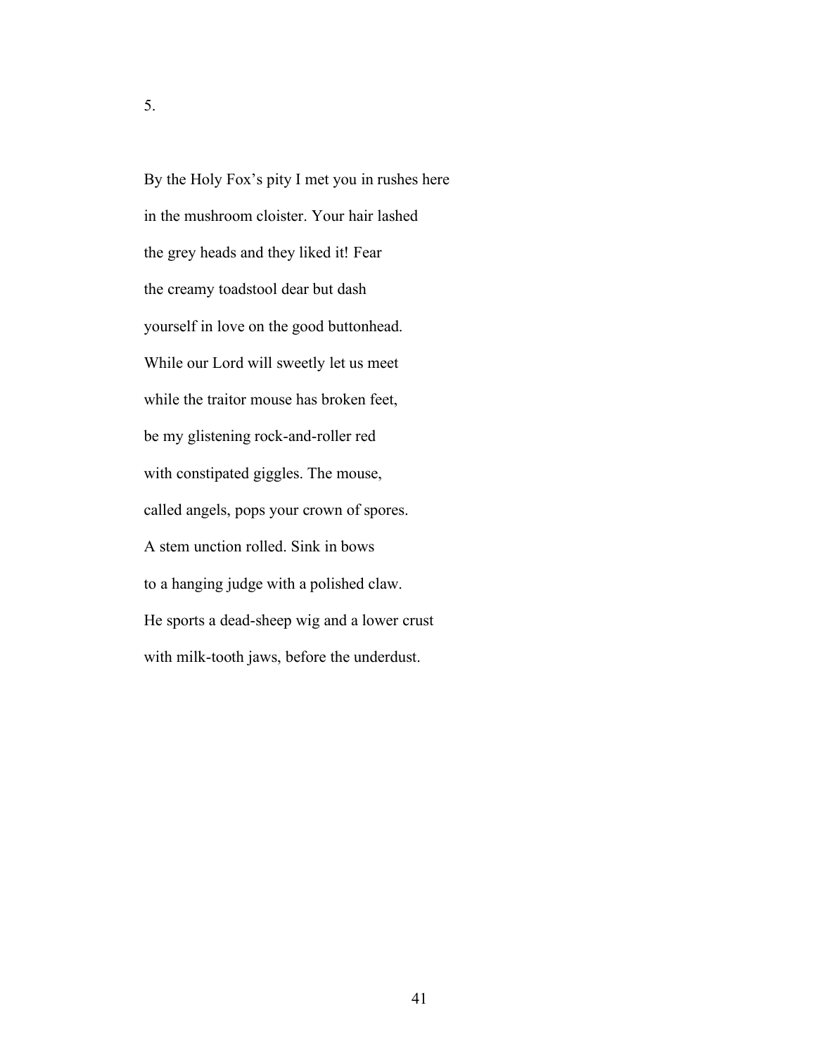5.

By the Holy Fox's pity I met you in rushes here
in the mushroom cloister. Your hair lashed
the grey heads and they liked it! Fear
the creamy toadstool dear but dash
yourself in love on the good buttonhead.
While our Lord will sweetly let us meet
while the traitor mouse has broken feet,
be my glistening rock-and-roller red
with constipated giggles. The mouse,
called angels, pops your crown of spores.
A stem unction rolled. Sink in bows
to a hanging judge with a polished claw.
He sports a dead-sheep wig and a lower crust
with milk-tooth jaws, before the underdust.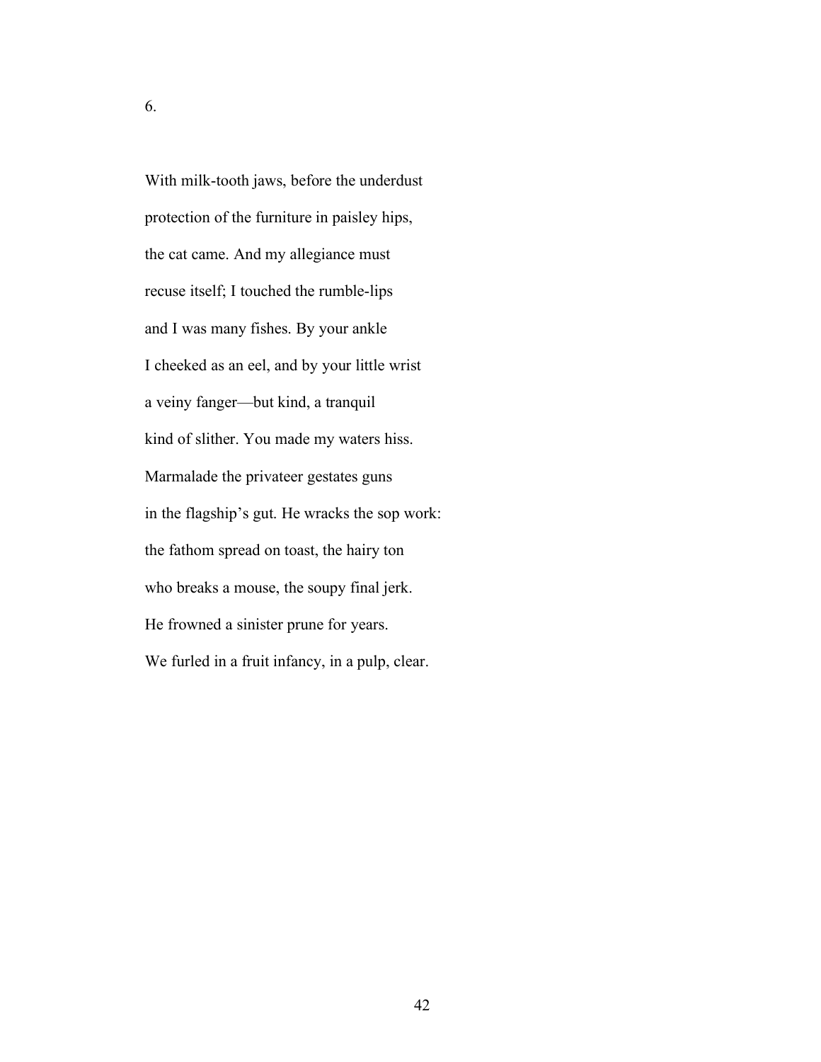6.

With milk-tooth jaws, before the underdust  
protection of the furniture in paisley hips,  
the cat came. And my allegiance must  
recuse itself; I touched the rumble-lips  
and I was many fishes. By your ankle  
I cheeked as an eel, and by your little wrist  
a veiny fanger—but kind, a tranquil  
kind of slither. You made my waters hiss.  
Marmalade the privateer gestates guns  
in the flagship's gut. He wracks the sop work:  
the fathom spread on toast, the hairy ton  
who breaks a mouse, the soupy final jerk.  
He frowned a sinister prune for years.  
We furled in a fruit infancy, in a pulp, clear.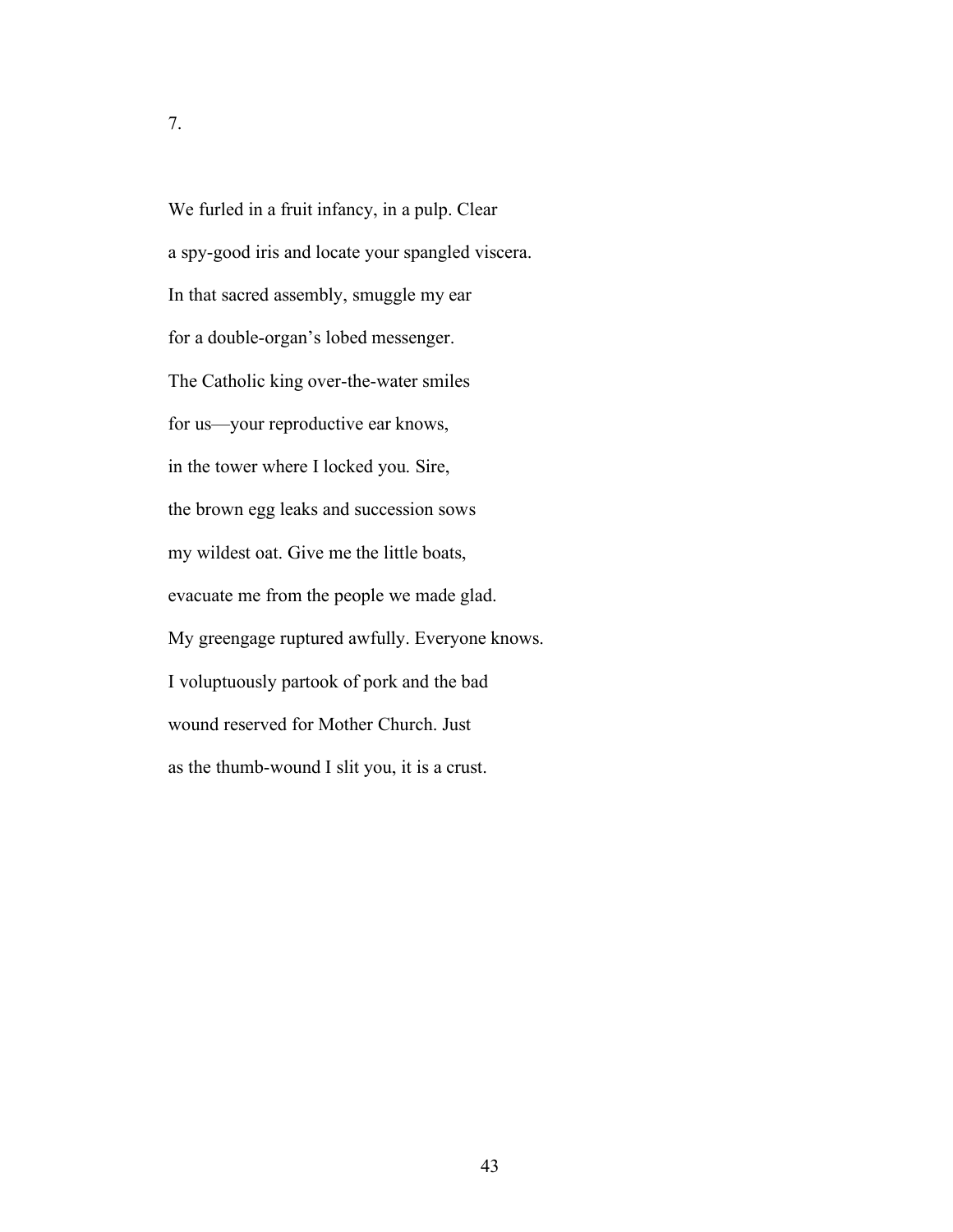7.

We furled in a fruit infancy, in a pulp. Clear

a spy-good iris and locate your spangled viscera.

In that sacred assembly, smuggle my ear

for a double-organ's lobed messenger.

The Catholic king over-the-water smiles

for us—your reproductive ear knows,

in the tower where I locked you. Sire,

the brown egg leaks and succession sows

my wildest oat. Give me the little boats,

evacuate me from the people we made glad.

My greengage ruptured awfully. Everyone knows.

I voluptuously partook of pork and the bad

wound reserved for Mother Church. Just

as the thumb-wound I slit you, it is a crust.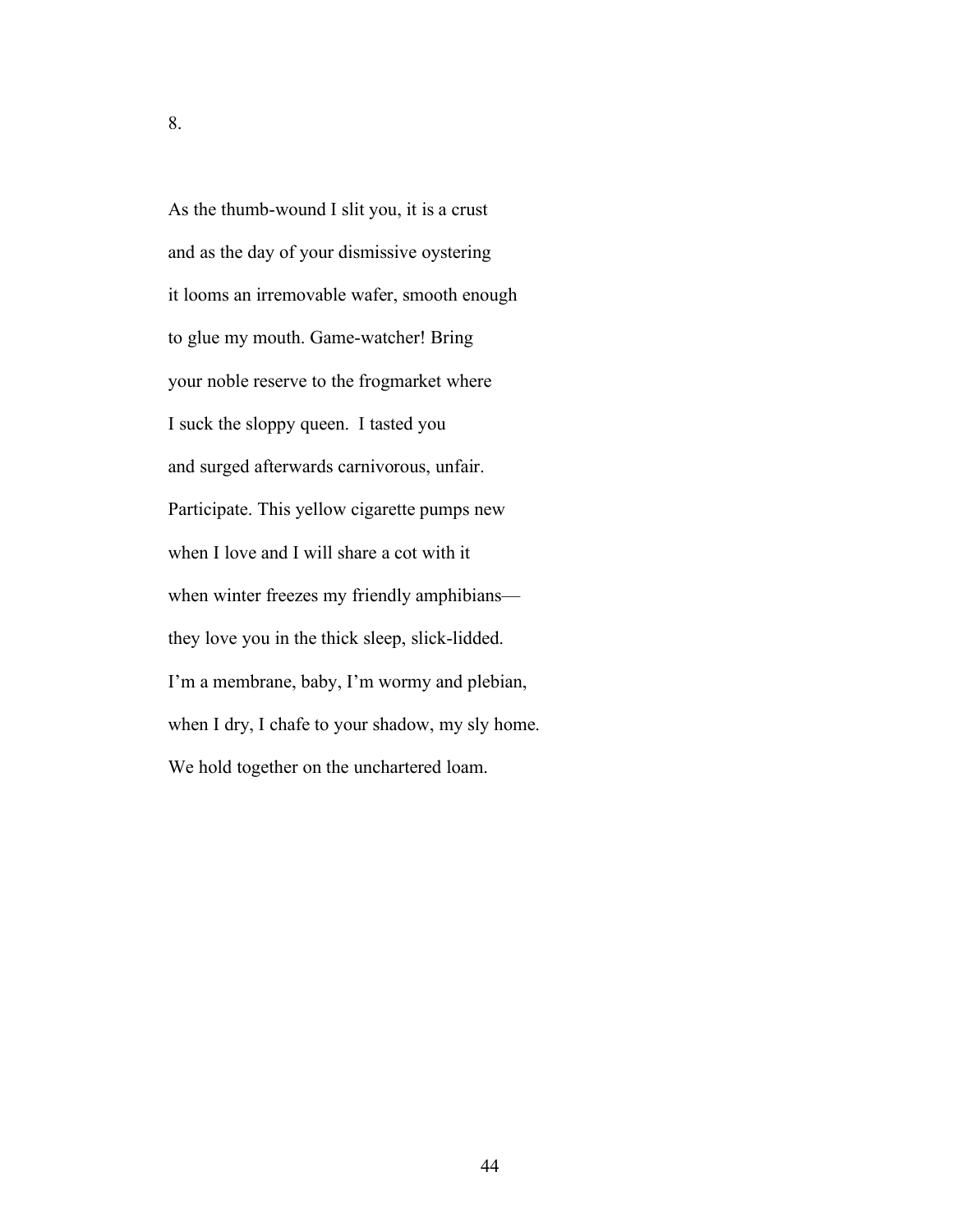8.

As the thumb-wound I slit you, it is a crust  
and as the day of your dismissive oystering  
it looms an irremovable wafer, smooth enough  
to glue my mouth. Game-watcher! Bring  
your noble reserve to the frogmarket where  
I suck the sloppy queen.  I tasted you  
and surged afterwards carnivorous, unfair.  
Participate. This yellow cigarette pumps new  
when I love and I will share a cot with it  
when winter freezes my friendly amphibians—  
they love you in the thick sleep, slick-lidded.  
I'm a membrane, baby, I'm wormy and plebian,  
when I dry, I chafe to your shadow, my sly home.  
We hold together on the unchartered loam.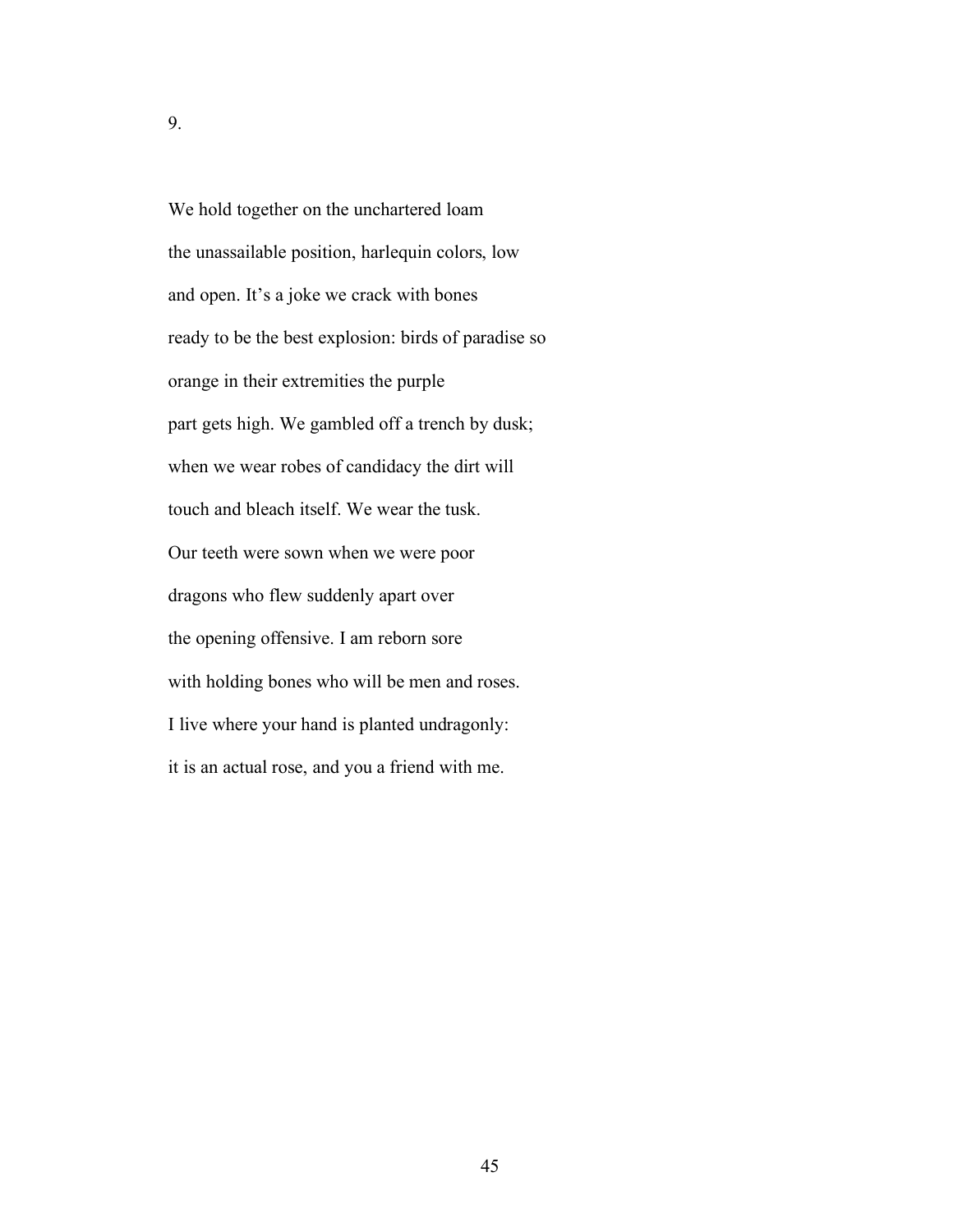9.

We hold together on the unchartered loam  
the unassailable position, harlequin colors, low  
and open. It's a joke we crack with bones  
ready to be the best explosion: birds of paradise so  
orange in their extremities the purple  
part gets high. We gambled off a trench by dusk;  
when we wear robes of candidacy the dirt will  
touch and bleach itself. We wear the tusk.  
Our teeth were sown when we were poor  
dragons who flew suddenly apart over  
the opening offensive. I am reborn sore  
with holding bones who will be men and roses.  
I live where your hand is planted undragonly:  
it is an actual rose, and you a friend with me.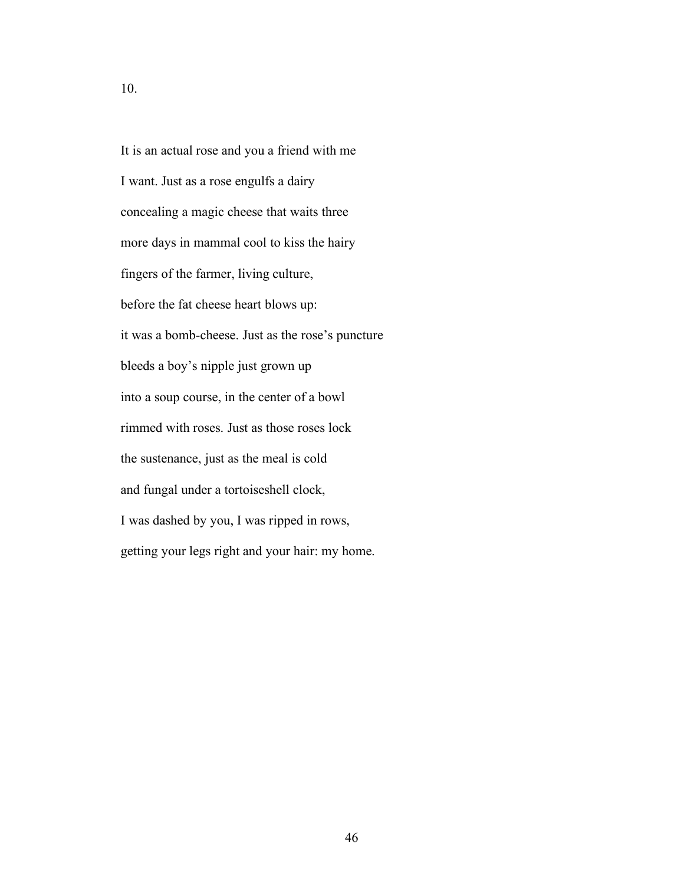10.

It is an actual rose and you a friend with me  
I want. Just as a rose engulfs a dairy  
concealing a magic cheese that waits three  
more days in mammal cool to kiss the hairy  
fingers of the farmer, living culture,  
before the fat cheese heart blows up:  
it was a bomb-cheese. Just as the rose's puncture  
bleeds a boy's nipple just grown up  
into a soup course, in the center of a bowl  
rimmed with roses. Just as those roses lock  
the sustenance, just as the meal is cold  
and fungal under a tortoiseshell clock,  
I was dashed by you, I was ripped in rows,  
getting your legs right and your hair: my home.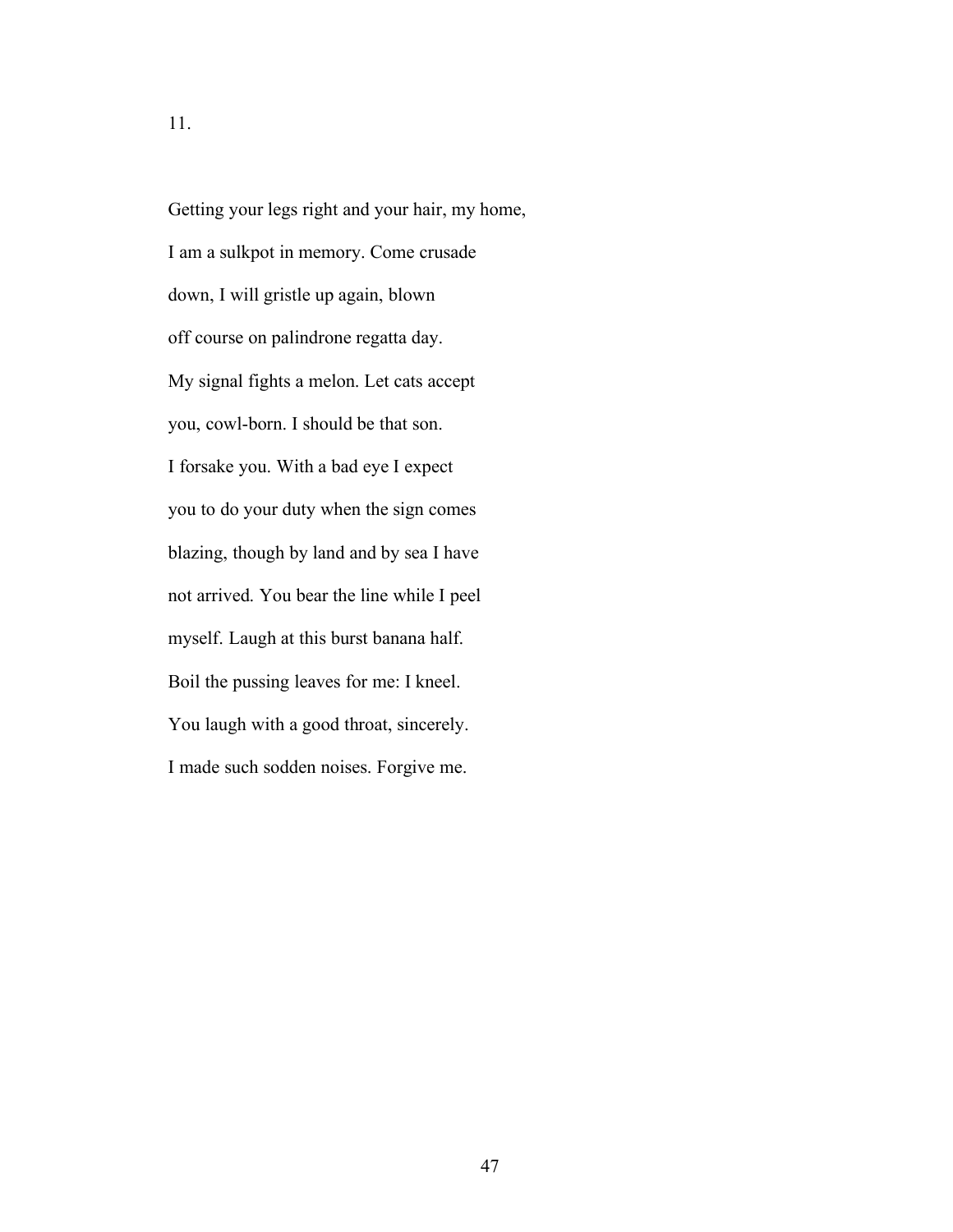11.

Getting your legs right and your hair, my home,  
I am a sulkpot in memory. Come crusade  
down, I will gristle up again, blown  
off course on palindrone regatta day.  
My signal fights a melon. Let cats accept  
you, cowl-born. I should be that son.  
I forsake you. With a bad eye I expect  
you to do your duty when the sign comes  
blazing, though by land and by sea I have  
not arrived. You bear the line while I peel  
myself. Laugh at this burst banana half.  
Boil the pussing leaves for me: I kneel.  
You laugh with a good throat, sincerely.  
I made such sodden noises. Forgive me.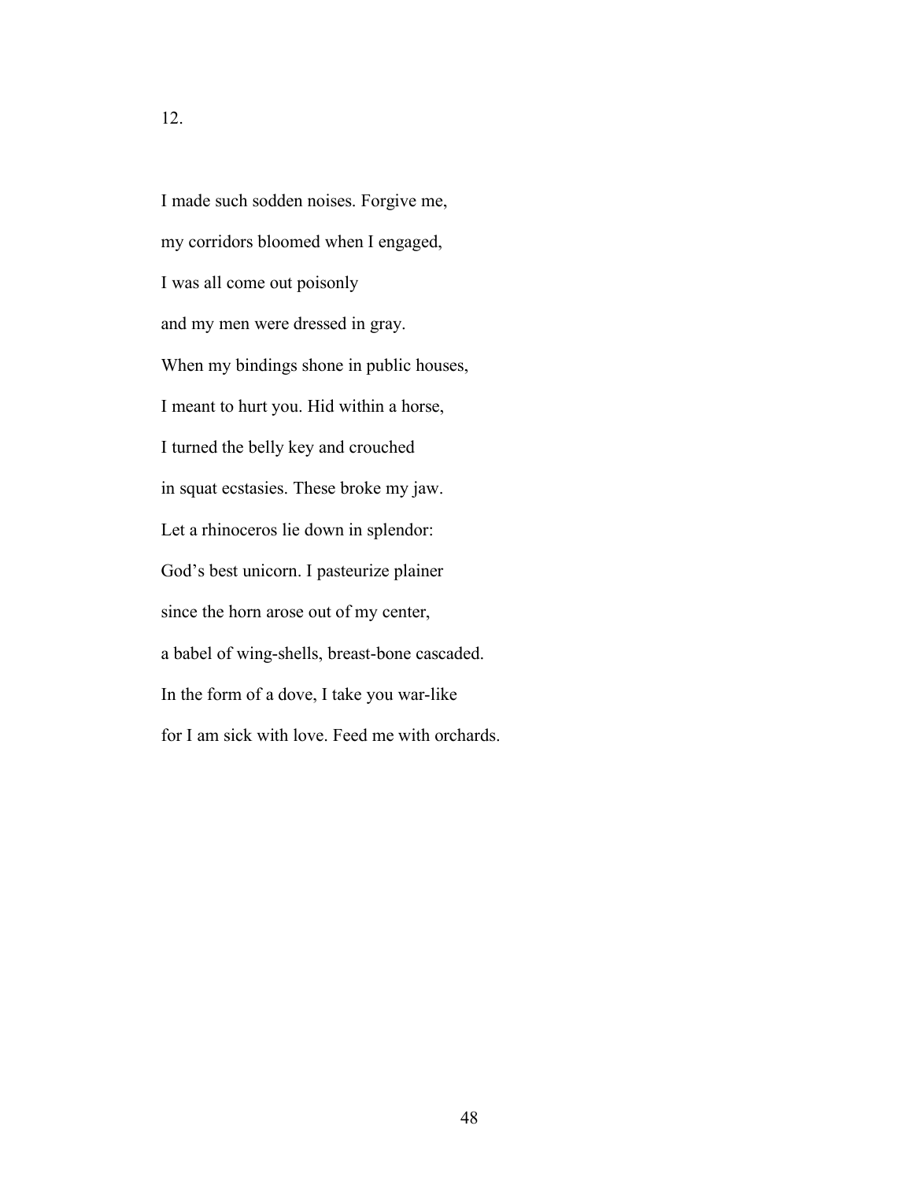12.

I made such sodden noises. Forgive me,

my corridors bloomed when I engaged,

I was all come out poisonly

and my men were dressed in gray.

When my bindings shone in public houses,

I meant to hurt you. Hid within a horse,

I turned the belly key and crouched

in squat ecstasies. These broke my jaw.

Let a rhinoceros lie down in splendor:

God's best unicorn. I pasteurize plainer

since the horn arose out of my center,

a babel of wing-shells, breast-bone cascaded.

In the form of a dove, I take you war-like

for I am sick with love. Feed me with orchards.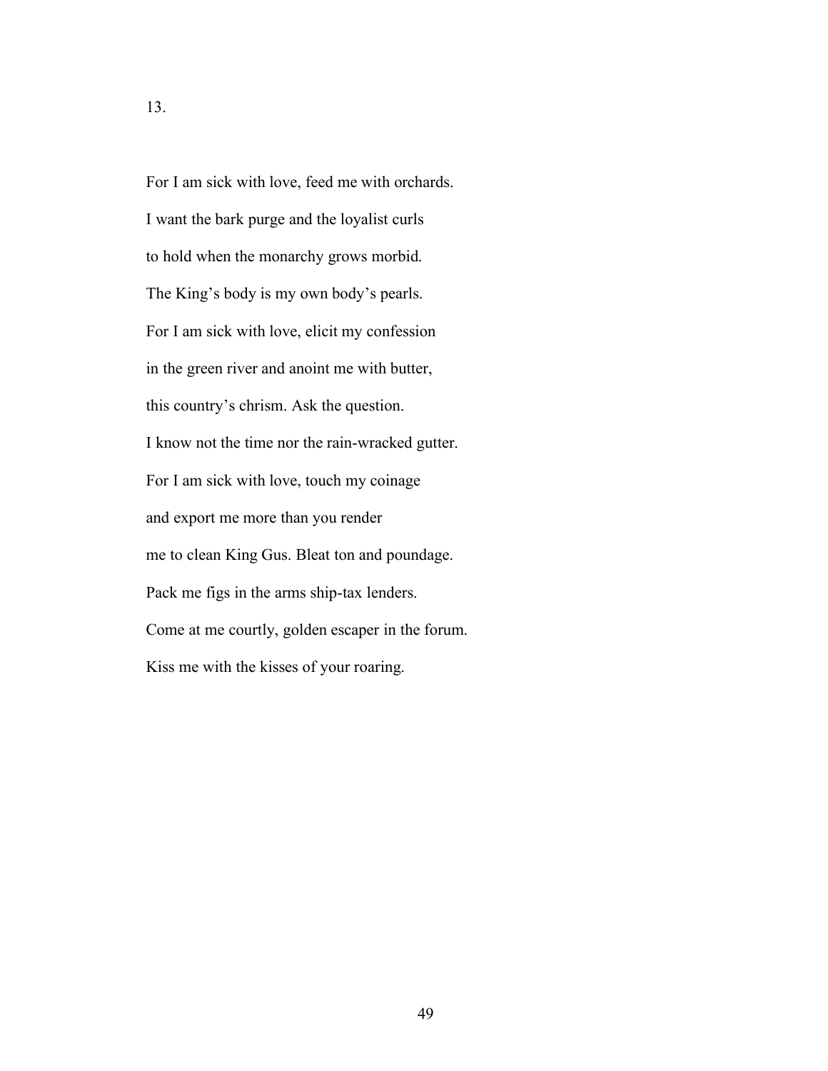13.

For I am sick with love, feed me with orchards.  
I want the bark purge and the loyalist curls  
to hold when the monarchy grows morbid.  
The King's body is my own body's pearls.  
For I am sick with love, elicit my confession  
in the green river and anoint me with butter,  
this country's chrism. Ask the question.  
I know not the time nor the rain-wracked gutter.  
For I am sick with love, touch my coinage  
and export me more than you render  
me to clean King Gus. Bleat ton and poundage.  
Pack me figs in the arms ship-tax lenders.  
Come at me courtly, golden escaper in the forum.  
Kiss me with the kisses of your roaring.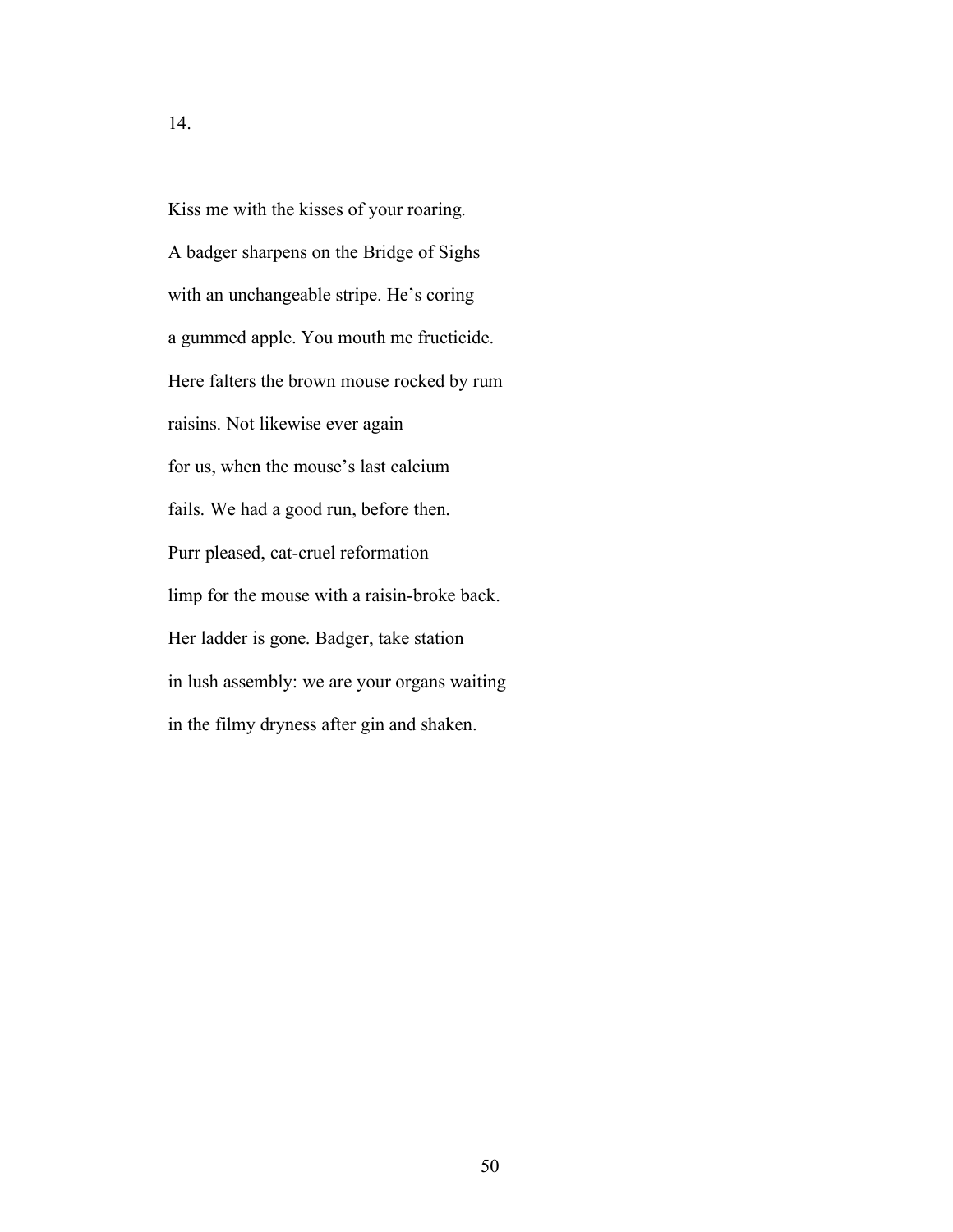14.

Kiss me with the kisses of your roaring.

A badger sharpens on the Bridge of Sighs

with an unchangeable stripe. He's coring

a gummed apple. You mouth me fructicide.

Here falters the brown mouse rocked by rum

raisins. Not likewise ever again

for us, when the mouse's last calcium

fails. We had a good run, before then.

Purr pleased, cat-cruel reformation

limp for the mouse with a raisin-broke back.

Her ladder is gone. Badger, take station

in lush assembly: we are your organs waiting

in the filmy dryness after gin and shaken.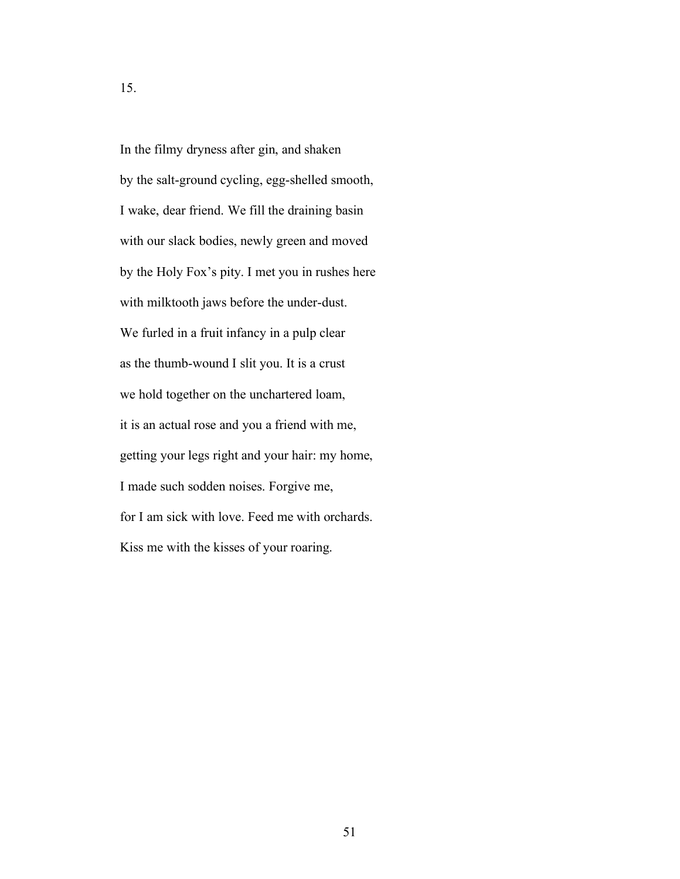15.

In the filmy dryness after gin, and shaken  
by the salt-ground cycling, egg-shelled smooth,  
I wake, dear friend. We fill the draining basin  
with our slack bodies, newly green and moved  
by the Holy Fox's pity. I met you in rushes here  
with milktooth jaws before the under-dust.  
We furled in a fruit infancy in a pulp clear  
as the thumb-wound I slit you. It is a crust  
we hold together on the unchartered loam,  
it is an actual rose and you a friend with me,  
getting your legs right and your hair: my home,  
I made such sodden noises. Forgive me,  
for I am sick with love. Feed me with orchards.  
Kiss me with the kisses of your roaring.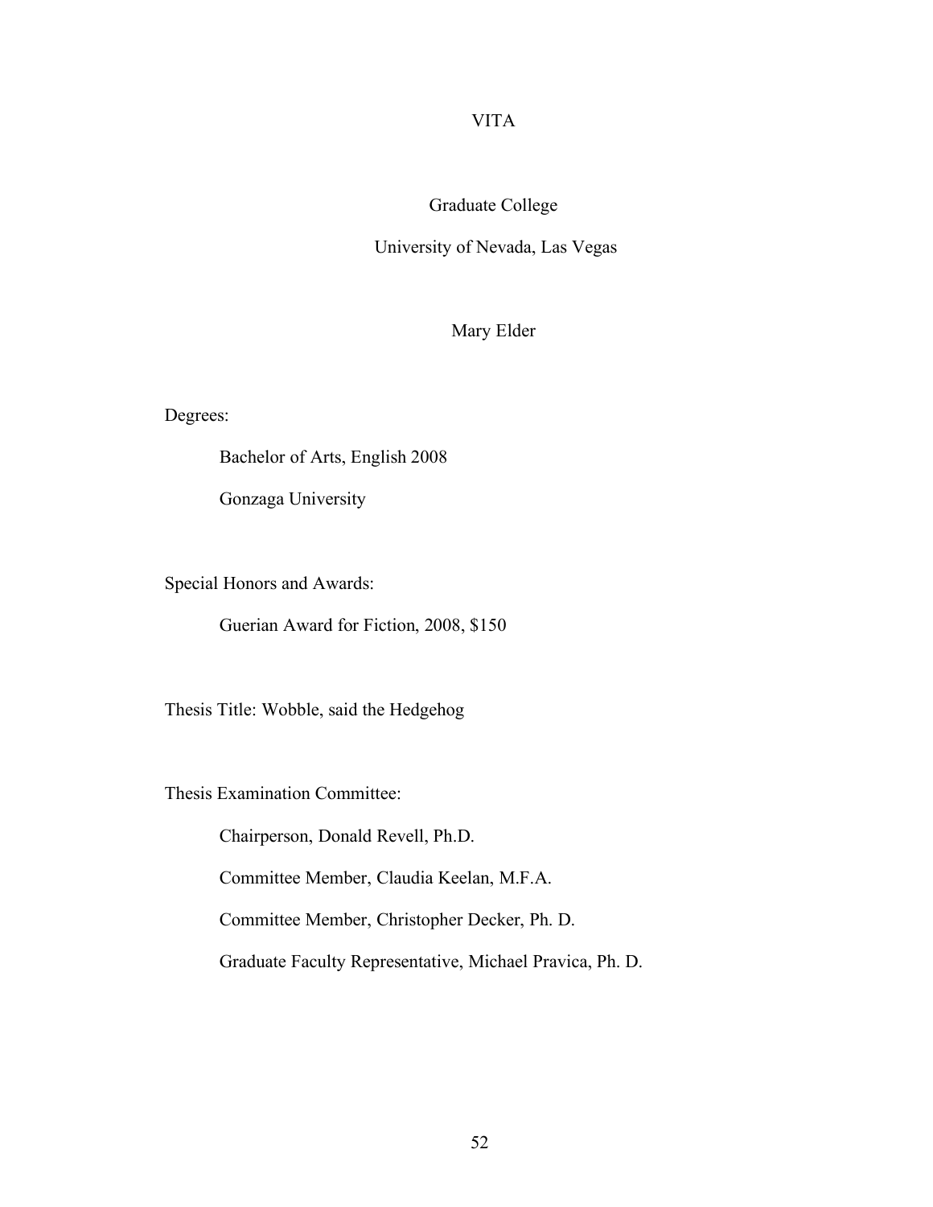# VITA

Graduate College

University of Nevada, Las Vegas

Mary Elder

Degrees:

Bachelor of Arts, English 2008

Gonzaga University

Special Honors and Awards:

Guerian Award for Fiction, 2008, $150

Thesis Title: Wobble, said the Hedgehog

Thesis Examination Committee:

Chairperson, Donald Revell, Ph.D.

Committee Member, Claudia Keelan, M.F.A.

Committee Member, Christopher Decker, Ph. D.

Graduate Faculty Representative, Michael Pravica, Ph. D.